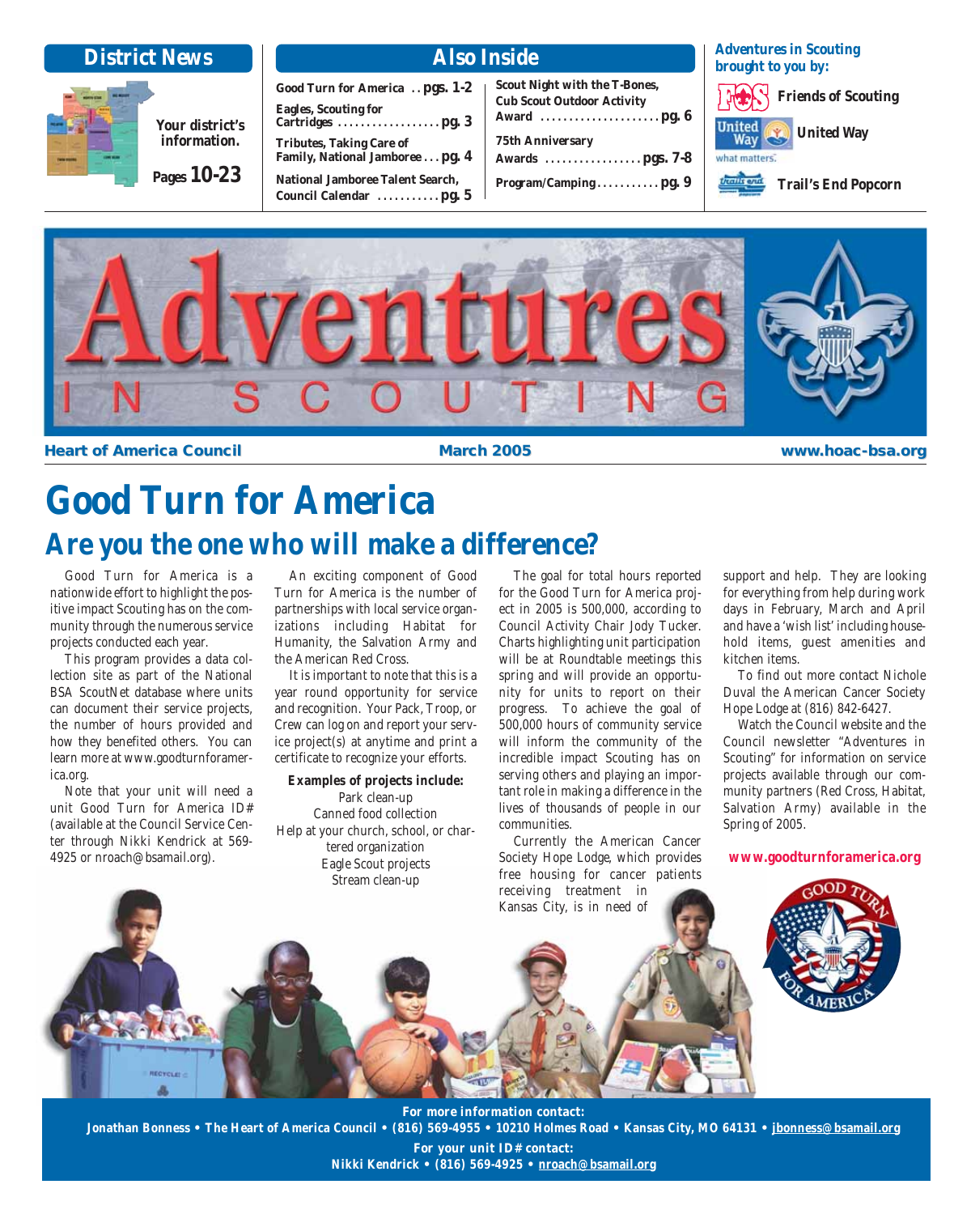## District News

Your district's information.

Pages 10-23

## Also Inside

- Good Turn for America .. pgs. 1-2
- Eagles, Scouting for Cartridges .................. pg. 3
- Tributes, Taking Care of Family, National Jamboree . . . pg. 4
- National Jamboree Talent Search, Council Calendar ........... pg. 5
- Scout Night with the T-Bones, Cub Scout Outdoor Activity Award ..................... pg. 6
- 75th Anniversary Awards ................. pgs. 7-8
- Program/Camping........... pg. 9

**Adventures in Scouting brought to you by:**

- Friends of Scouting
- United Way
- Trail's End Popcorn

# Adventures IN SCOUTING

**Heart of America Council** | **March 2005** | **www.hoac-bsa.org**

# Good Turn for America

## Are you the one who will make a difference?

Good Turn for America is a nationwide effort to highlight the positive impact Scouting has on the community through the numerous service projects conducted each year.

This program provides a data collection site as part of the National BSA ScoutNet database where units can document their service projects, the number of hours provided and how they benefited others. You can learn more at www.goodturnforamerica.org.

Note that your unit will need a unit Good Turn for America ID# (available at the Council Service Center through Nikki Kendrick at 569-4925 or nroach@bsamail.org).

An exciting component of Good Turn for America is the number of partnerships with local service organizations including Habitat for Humanity, the Salvation Army and the American Red Cross.

It is important to note that this is a year round opportunity for service and recognition. Your Pack, Troop, or Crew can log on and report your service project(s) at anytime and print a certificate to recognize your efforts.

**Examples of projects include:**

Park clean-up
Canned food collection
Help at your church, school, or chartered organization
Eagle Scout projects
Stream clean-up

The goal for total hours reported for the Good Turn for America project in 2005 is 500,000, according to Council Activity Chair Jody Tucker. Charts highlighting unit participation will be at Roundtable meetings this spring and will provide an opportunity for units to report on their progress. To achieve the goal of 500,000 hours of community service will inform the community of the incredible impact Scouting has on serving others and playing an important role in making a difference in the lives of thousands of people in our communities.

Currently the American Cancer Society Hope Lodge, which provides free housing for cancer patients receiving treatment in Kansas City, is in need of support and help. They are looking for everything from help during work days in February, March and April and have a 'wish list' including household items, guest amenities and kitchen items.

To find out more contact Nichole Duval the American Cancer Society Hope Lodge at (816) 842-6427.

Watch the Council website and the Council newsletter "Adventures in Scouting" for information on service projects available through our community partners (Red Cross, Habitat, Salvation Army) available in the Spring of 2005.

**www.goodturnforamerica.org**

**For more information contact:**
**Jonathan Bonness • The Heart of America Council • (816) 569-4955 • 10210 Holmes Road • Kansas City, MO 64131 • jbonness@bsamail.org**

**For your unit ID# contact:**
**Nikki Kendrick • (816) 569-4925 • nroach@bsamail.org**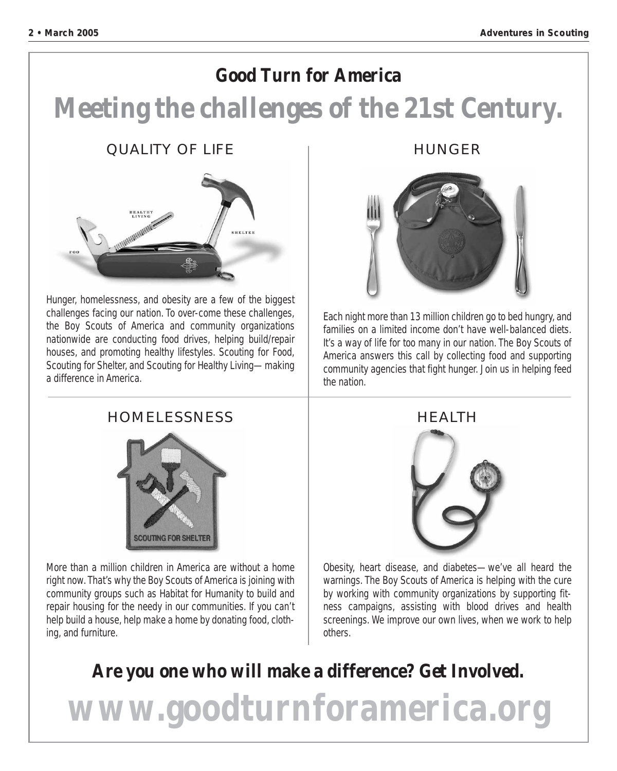# Good Turn for America

## Meeting the challenges of the 21st Century.

### QUALITY OF LIFE

Hunger, homelessness, and obesity are a few of the biggest challenges facing our nation. To over-come these challenges, the Boy Scouts of America and community organizations nationwide are conducting food drives, helping build/repair houses, and promoting healthy lifestyles. Scouting for Food, Scouting for Shelter, and Scouting for Healthy Living—making a difference in America.

### HUNGER

Each night more than 13 million children go to bed hungry, and families on a limited income don't have well-balanced diets. It's a way of life for too many in our nation. The Boy Scouts of America answers this call by collecting food and supporting community agencies that fight hunger. Join us in helping feed the nation.

### HOMELESSNESS

More than a million children in America are without a home right now. That's why the Boy Scouts of America is joining with community groups such as Habitat for Humanity to build and repair housing for the needy in our communities. If you can't help build a house, help make a home by donating food, clothing, and furniture.

### HEALTH

Obesity, heart disease, and diabetes—we've all heard the warnings. The Boy Scouts of America is helping with the cure by working with community organizations by supporting fitness campaigns, assisting with blood drives and health screenings. We improve our own lives, when we work to help others.

**Are you one who will make a difference? Get Involved.**

**www.goodturnforamerica.org**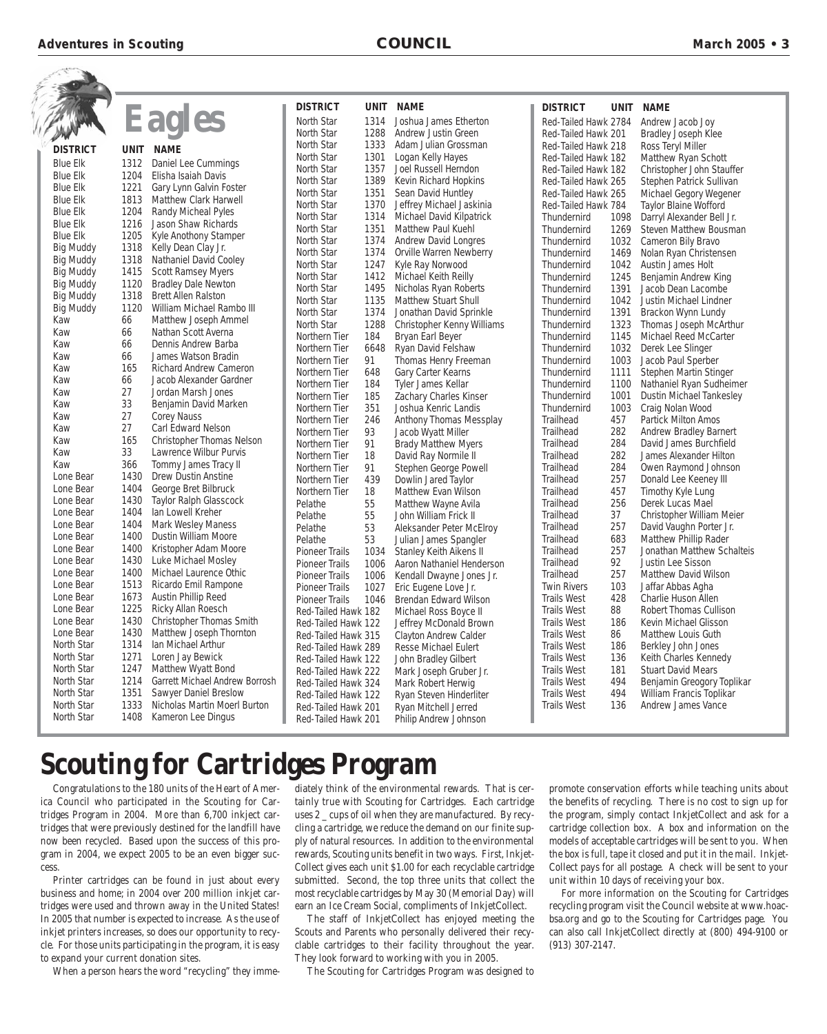# Eagles

| DISTRICT | UNIT | NAME |
|---|---|---|
| Blue Elk | 1312 | Daniel Lee Cummings |
| Blue Elk | 1204 | Elisha Isaiah Davis |
| Blue Elk | 1221 | Gary Lynn Galvin Foster |
| Blue Elk | 1813 | Matthew Clark Harwell |
| Blue Elk | 1204 | Randy Micheal Pyles |
| Blue Elk | 1216 | Jason Shaw Richards |
| Blue Elk | 1205 | Kyle Anothony Stamper |
| Big Muddy | 1318 | Kelly Dean Clay Jr. |
| Big Muddy | 1318 | Nathaniel David Cooley |
| Big Muddy | 1415 | Scott Ramsey Myers |
| Big Muddy | 1120 | Bradley Dale Newton |
| Big Muddy | 1318 | Brett Allen Ralston |
| Big Muddy | 1120 | William Michael Rambo III |
| Kaw | 66 | Matthew Joseph Ammel |
| Kaw | 66 | Nathan Scott Averna |
| Kaw | 66 | Dennis Andrew Barba |
| Kaw | 66 | James Watson Bradin |
| Kaw | 165 | Richard Andrew Cameron |
| Kaw | 66 | Jacob Alexander Gardner |
| Kaw | 27 | Jordan Marsh Jones |
| Kaw | 33 | Benjamin David Marken |
| Kaw | 27 | Corey Nauss |
| Kaw | 27 | Carl Edward Nelson |
| Kaw | 165 | Christopher Thomas Nelson |
| Kaw | 33 | Lawrence Wilbur Purvis |
| Kaw | 366 | Tommy James Tracy II |
| Lone Bear | 1430 | Drew Dustin Anstine |
| Lone Bear | 1404 | George Bret Bilbruck |
| Lone Bear | 1430 | Taylor Ralph Glasscock |
| Lone Bear | 1404 | Ian Lowell Kreher |
| Lone Bear | 1404 | Mark Wesley Maness |
| Lone Bear | 1400 | Dustin William Moore |
| Lone Bear | 1400 | Kristopher Adam Moore |
| Lone Bear | 1430 | Luke Michael Mosley |
| Lone Bear | 1400 | Michael Laurence Othic |
| Lone Bear | 1513 | Ricardo Emil Rampone |
| Lone Bear | 1673 | Austin Phillip Reed |
| Lone Bear | 1225 | Ricky Allan Roesch |
| Lone Bear | 1430 | Christopher Thomas Smith |
| Lone Bear | 1430 | Matthew Joseph Thornton |
| North Star | 1314 | Ian Michael Arthur |
| North Star | 1271 | Loren Jay Bewick |
| North Star | 1247 | Matthew Wyatt Bond |
| North Star | 1214 | Garrett Michael Andrew Borrosh |
| North Star | 1351 | Sawyer Daniel Breslow |
| North Star | 1333 | Nicholas Martin Moerl Burton |
| North Star | 1408 | Kameron Lee Dingus |
| North Star | 1314 | Joshua James Etherton |
| North Star | 1288 | Andrew Justin Green |
| North Star | 1333 | Adam Julian Grossman |
| North Star | 1301 | Logan Kelly Hayes |
| North Star | 1357 | Joel Russell Herndon |
| North Star | 1389 | Kevin Richard Hopkins |
| North Star | 1351 | Sean David Huntley |
| North Star | 1370 | Jeffrey Michael Jaskinia |
| North Star | 1314 | Michael David Kilpatrick |
| North Star | 1351 | Matthew Paul Kuehl |
| North Star | 1374 | Andrew David Longres |
| North Star | 1374 | Orville Warren Newberry |
| North Star | 1247 | Kyle Ray Norwood |
| North Star | 1412 | Michael Keith Reilly |
| North Star | 1495 | Nicholas Ryan Roberts |
| North Star | 1135 | Matthew Stuart Shull |
| North Star | 1374 | Jonathan David Sprinkle |
| North Star | 1288 | Christopher Kenny Williams |
| Northern Tier | 184 | Bryan Earl Beyer |
| Northern Tier | 6648 | Ryan David Felshaw |
| Northern Tier | 91 | Thomas Henry Freeman |
| Northern Tier | 648 | Gary Carter Kearns |
| Northern Tier | 184 | Tyler James Kellar |
| Northern Tier | 185 | Zachary Charles Kinser |
| Northern Tier | 351 | Joshua Kenric Landis |
| Northern Tier | 246 | Anthony Thomas Messplay |
| Northern Tier | 93 | Jacob Wyatt Miller |
| Northern Tier | 91 | Brady Matthew Myers |
| Northern Tier | 18 | David Ray Normile II |
| Northern Tier | 91 | Stephen George Powell |
| Northern Tier | 439 | Dowlin Jared Taylor |
| Northern Tier | 18 | Matthew Evan Wilson |
| Pelathe | 55 | Matthew Wayne Avila |
| Pelathe | 55 | John William Frick II |
| Pelathe | 53 | Aleksander Peter McElroy |
| Pelathe | 53 | Julian James Spangler |
| Pioneer Trails | 1034 | Stanley Keith Aikens II |
| Pioneer Trails | 1006 | Aaron Nathaniel Henderson |
| Pioneer Trails | 1006 | Kendall Dwayne Jones Jr. |
| Pioneer Trails | 1027 | Eric Eugene Love Jr. |
| Pioneer Trails | 1046 | Brendan Edward Wilson |
| Red-Tailed Hawk | 182 | Michael Ross Boyce II |
| Red-Tailed Hawk | 122 | Jeffrey McDonald Brown |
| Red-Tailed Hawk | 315 | Clayton Andrew Calder |
| Red-Tailed Hawk | 289 | Resse Michael Eulert |
| Red-Tailed Hawk | 122 | John Bradley Gilbert |
| Red-Tailed Hawk | 222 | Mark Joseph Gruber Jr. |
| Red-Tailed Hawk | 324 | Mark Robert Herwig |
| Red-Tailed Hawk | 122 | Ryan Steven Hinderliter |
| Red-Tailed Hawk | 201 | Ryan Mitchell Jerred |
| Red-Tailed Hawk | 201 | Philip Andrew Johnson |
| Red-Tailed Hawk | 2784 | Andrew Jacob Joy |
| Red-Tailed Hawk | 201 | Bradley Joseph Klee |
| Red-Tailed Hawk | 218 | Ross Teryl Miller |
| Red-Tailed Hawk | 182 | Matthew Ryan Schott |
| Red-Tailed Hawk | 182 | Christopher John Stauffer |
| Red-Tailed Hawk | 265 | Stephen Patrick Sullivan |
| Red-Tailed Hawk | 265 | Michael Gegory Wegener |
| Red-Tailed Hawk | 784 | Taylor Blaine Wofford |
| Thundernird | 1098 | Darryl Alexander Bell Jr. |
| Thundernird | 1269 | Steven Matthew Bousman |
| Thundernird | 1032 | Cameron Bily Bravo |
| Thundernird | 1469 | Nolan Ryan Christensen |
| Thundernird | 1042 | Austin James Holt |
| Thundernird | 1245 | Benjamin Andrew King |
| Thundernird | 1391 | Jacob Dean Lacombe |
| Thundernird | 1042 | Justin Michael Lindner |
| Thundernird | 1391 | Brackon Wynn Lundy |
| Thundernird | 1323 | Thomas Joseph McArthur |
| Thundernird | 1145 | Michael Reed McCarter |
| Thundernird | 1032 | Derek Lee Slinger |
| Thundernird | 1003 | Jacob Paul Sperber |
| Thundernird | 1111 | Stephen Martin Stinger |
| Thundernird | 1100 | Nathaniel Ryan Sudheimer |
| Thundernird | 1001 | Dustin Michael Tankesley |
| Thundernird | 1003 | Craig Nolan Wood |
| Trailhead | 457 | Partick Milton Amos |
| Trailhead | 282 | Andrew Bradley Barnert |
| Trailhead | 284 | David James Burchfield |
| Trailhead | 282 | James Alexander Hilton |
| Trailhead | 284 | Owen Raymond Johnson |
| Trailhead | 257 | Donald Lee Keeney III |
| Trailhead | 457 | Timothy Kyle Lung |
| Trailhead | 256 | Derek Lucas Mael |
| Trailhead | 37 | Christopher William Meier |
| Trailhead | 257 | David Vaughn Porter Jr. |
| Trailhead | 683 | Matthew Phillip Rader |
| Trailhead | 257 | Jonathan Matthew Schalteis |
| Trailhead | 92 | Justin Lee Sisson |
| Trailhead | 257 | Matthew David Wilson |
| Twin Rivers | 103 | Jaffar Abbas Agha |
| Trails West | 428 | Charlie Huson Allen |
| Trails West | 88 | Robert Thomas Cullison |
| Trails West | 186 | Kevin Michael Glisson |
| Trails West | 86 | Matthew Louis Guth |
| Trails West | 186 | Berkley John Jones |
| Trails West | 136 | Keith Charles Kennedy |
| Trails West | 181 | Stuart David Mears |
| Trails West | 494 | Benjamin Greogory Toplikar |
| Trails West | 494 | William Francis Toplikar |
| Trails West | 136 | Andrew James Vance |

# Scouting for Cartridges Program

Congratulations to the 180 units of the Heart of America Council who participated in the Scouting for Cartridges Program in 2004. More than 6,700 inkjet cartridges that were previously destined for the landfill have now been recycled. Based upon the success of this program in 2004, we expect 2005 to be an even bigger success.

Printer cartridges can be found in just about every business and home; in 2004 over 200 million inkjet cartridges were used and thrown away in the United States! In 2005 that number is expected to increase. As the use of inkjet printers increases, so does our opportunity to recycle. For those units participating in the program, it is easy to expand your current donation sites.

When a person hears the word "recycling" they immediately think of the environmental rewards. That is certainly true with Scouting for Cartridges. Each cartridge uses 2 _ cups of oil when they are manufactured. By recycling a cartridge, we reduce the demand on our finite supply of natural resources. In addition to the environmental rewards, Scouting units benefit in two ways. First, InkjetCollect gives each unit $1.00 for each recyclable cartridge submitted. Second, the top three units that collect the most recyclable cartridges by May 30 (Memorial Day) will earn an Ice Cream Social, compliments of InkjetCollect.

The staff of InkjetCollect has enjoyed meeting the Scouts and Parents who personally delivered their recyclable cartridges to their facility throughout the year. They look forward to working with you in 2005.

The Scouting for Cartridges Program was designed to promote conservation efforts while teaching units about the benefits of recycling. There is no cost to sign up for the program, simply contact InkjetCollect and ask for a cartridge collection box. A box and information on the models of acceptable cartridges will be sent to you. When the box is full, tape it closed and put it in the mail. InkjetCollect pays for all postage. A check will be sent to your unit within 10 days of receiving your box.

For more information on the Scouting for Cartridges recycling program visit the Council website at www.hoacbsa.org and go to the Scouting for Cartridges page. You can also call InkjetCollect directly at (800) 494-9100 or (913) 307-2147.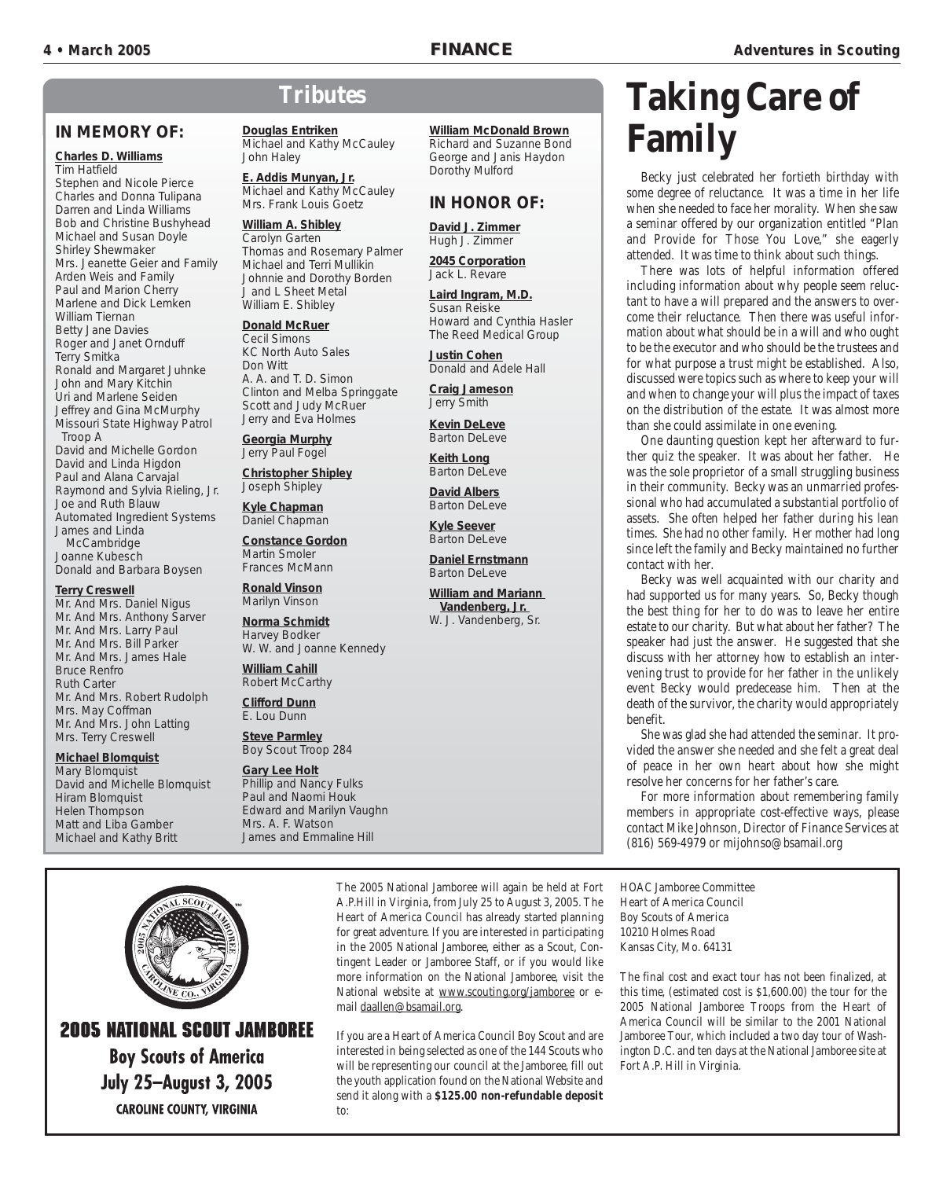## Tributes

### IN MEMORY OF:

**Charles D. Williams**
Tim Hatfield
Stephen and Nicole Pierce
Charles and Donna Tulipana
Darren and Linda Williams
Bob and Christine Bushyhead
Michael and Susan Doyle
Shirley Shewmaker
Mrs. Jeanette Geier and Family
Arden Weis and Family
Paul and Marion Cherry
Marlene and Dick Lemken
William Tiernan
Betty Jane Davies
Roger and Janet Ornduff
Terry Smitka
Ronald and Margaret Juhnke
John and Mary Kitchin
Uri and Marlene Seiden
Jeffrey and Gina McMurphy
Missouri State Highway Patrol Troop A
David and Michelle Gordon
David and Linda Higdon
Paul and Alana Carvajal
Raymond and Sylvia Rieling, Jr.
Joe and Ruth Blauw
Automated Ingredient Systems
James and Linda McCambridge
Joanne Kubesch
Donald and Barbara Boysen

**Terry Creswell**
Mr. And Mrs. Daniel Nigus
Mr. And Mrs. Anthony Sarver
Mr. And Mrs. Larry Paul
Mr. And Mrs. Bill Parker
Mr. And Mrs. James Hale
Bruce Renfro
Ruth Carter
Mr. And Mrs. Robert Rudolph
Mrs. May Coffman
Mr. And Mrs. John Latting
Mrs. Terry Creswell

**Michael Blomquist**
Mary Blomquist
David and Michelle Blomquist
Hiram Blomquist
Helen Thompson
Matt and Liba Gamber
Michael and Kathy Britt

**Douglas Entriken**
Michael and Kathy McCauley
John Haley

**E. Addis Munyan, Jr.**
Michael and Kathy McCauley
Mrs. Frank Louis Goetz

**William A. Shibley**
Carolyn Garten
Thomas and Rosemary Palmer
Michael and Terri Mullikin
Johnnie and Dorothy Borden
J and L Sheet Metal
William E. Shibley

**Donald McRuer**
Cecil Simons
KC North Auto Sales
Don Witt
A. A. and T. D. Simon
Clinton and Melba Springgate
Scott and Judy McRuer
Jerry and Eva Holmes

**Georgia Murphy**
Jerry Paul Fogel

**Christopher Shipley**
Joseph Shipley

**Kyle Chapman**
Daniel Chapman

**Constance Gordon**
Martin Smoler
Frances McMann

**Ronald Vinson**
Marilyn Vinson

**Norma Schmidt**
Harvey Bodker
W. W. and Joanne Kennedy

**William Cahill**
Robert McCarthy

**Clifford Dunn**
E. Lou Dunn

**Steve Parmley**
Boy Scout Troop 284

**Gary Lee Holt**
Phillip and Nancy Fulks
Paul and Naomi Houk
Edward and Marilyn Vaughn
Mrs. A. F. Watson
James and Emmaline Hill

**William McDonald Brown**
Richard and Suzanne Bond
George and Janis Haydon
Dorothy Mulford

### IN HONOR OF:

**David J. Zimmer**
Hugh J. Zimmer

**2045 Corporation**
Jack L. Revare

**Laird Ingram, M.D.**
Susan Reiske
Howard and Cynthia Hasler
The Reed Medical Group

**Justin Cohen**
Donald and Adele Hall

**Craig Jameson**
Jerry Smith

**Kevin DeLeve**
Barton DeLeve

**Keith Long**
Barton DeLeve

**David Albers**
Barton DeLeve

**Kyle Seever**
Barton DeLeve

**Daniel Ernstmann**
Barton DeLeve

**William and Mariann Vandenberg, Jr.**
W. J. Vandenberg, Sr.

# Taking Care of Family

Becky just celebrated her fortieth birthday with some degree of reluctance. It was a time in her life when she needed to face her morality. When she saw a seminar offered by our organization entitled "Plan and Provide for Those You Love," she eagerly attended. It was time to think about such things.

There was lots of helpful information offered including information about why people seem reluctant to have a will prepared and the answers to overcome their reluctance. Then there was useful information about what should be in a will and who ought to be the executor and who should be the trustees and for what purpose a trust might be established. Also, discussed were topics such as where to keep your will and when to change your will plus the impact of taxes on the distribution of the estate. It was almost more than she could assimilate in one evening.

One daunting question kept her afterward to further quiz the speaker. It was about her father. He was the sole proprietor of a small struggling business in their community. Becky was an unmarried professional who had accumulated a substantial portfolio of assets. She often helped her father during his lean times. She had no other family. Her mother had long since left the family and Becky maintained no further contact with her.

Becky was well acquainted with our charity and had supported us for many years. So, Becky though the best thing for her to do was to leave her entire estate to our charity. But what about her father? The speaker had just the answer. He suggested that she discuss with her attorney how to establish an intervening trust to provide for her father in the unlikely event Becky would predecease him. Then at the death of the survivor, the charity would appropriately benefit.

She was glad she had attended the seminar. It provided the answer she needed and she felt a great deal of peace in her own heart about how she might resolve her concerns for her father's care.

For more information about remembering family members in appropriate cost-effective ways, please contact Mike Johnson, Director of Finance Services at (816) 569-4979 or mijohnso@bsamail.org

---

**2005 NATIONAL SCOUT JAMBOREE**
**Boy Scouts of America**
**July 25–August 3, 2005**
**CAROLINE COUNTY, VIRGINIA**

The 2005 National Jamboree will again be held at Fort A.P.Hill in Virginia, from July 25 to August 3, 2005. The Heart of America Council has already started planning for great adventure. If you are interested in participating in the 2005 National Jamboree, either as a Scout, Contingent Leader or Jamboree Staff, or if you would like more information on the National Jamboree, visit the National website at www.scouting.org/jamboree or e-mail daallen@bsamail.org.

If you are a Heart of America Council Boy Scout and are interested in being selected as one of the 144 Scouts who will be representing our council at the Jamboree, fill out the youth application found on the National Website and send it along with a **$125.00 non-refundable deposit** to:

HOAC Jamboree Committee
Heart of America Council
Boy Scouts of America
10210 Holmes Road
Kansas City, Mo. 64131

The final cost and exact tour has not been finalized, at this time, (estimated cost is $1,600.00) the tour for the 2005 National Jamboree Troops from the Heart of America Council will be similar to the 2001 National Jamboree Tour, which included a two day tour of Washington D.C. and ten days at the National Jamboree site at Fort A.P. Hill in Virginia.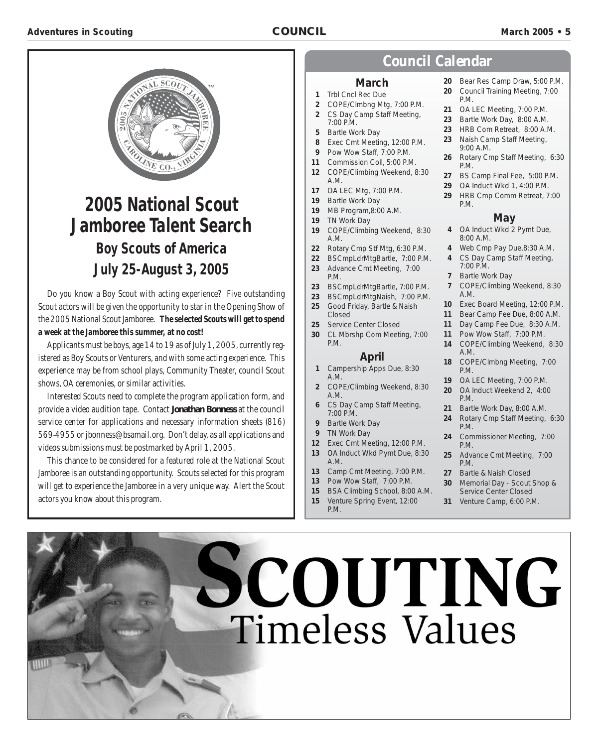## 2005 National Scout Jamboree Talent Search

### Boy Scouts of America

### July 25-August 3, 2005

Do you know a Boy Scout with acting experience? Five outstanding Scout actors will be given the opportunity to star in the Opening Show of the 2005 National Scout Jamboree. **The selected Scouts will get to spend a week at the Jamboree this summer, at no cost!**

Applicants must be boys, age 14 to 19 as of July 1, 2005, currently registered as Boy Scouts or Venturers, and with some acting experience. This experience may be from school plays, Community Theater, council Scout shows, OA ceremonies, or similar activities.

Interested Scouts need to complete the program application form, and provide a video audition tape. Contact **Jonathan Bonness** at the council service center for applications and necessary information sheets (816) 569-4955 or jbonness@bsamail.org. Don't delay, as all applications and videos submissions must be postmarked by April 1, 2005.

This chance to be considered for a featured role at the National Scout Jamboree is an outstanding opportunity. Scouts selected for this program will get to experience the Jamboree in a very unique way. Alert the Scout actors you know about this program.

## Council Calendar

### March

**1** Trbl Cncl Rec Due
**2** COPE/Clmbng Mtg, 7:00 P.M.
**2** CS Day Camp Staff Meeting, 7:00 P.M.
**5** Bartle Work Day
**8** Exec Cmt Meeting, 12:00 P.M.
**9** Pow Wow Staff, 7:00 P.M.
**11** Commission Coll, 5:00 P.M.
**12** COPE/Climbing Weekend, 8:30 A.M.
**17** OA LEC Mtg, 7:00 P.M.
**19** Bartle Work Day
**19** MB Program,8:00 A.M.
**19** TN Work Day
**19** COPE/Climbing Weekend, 8:30 A.M.
**22** Rotary Cmp Stf Mtg, 6:30 P.M.
**22** BSCmpLdrMtgBartle, 7:00 P.M.
**23** Advance Cmt Meeting, 7:00 P.M.
**23** BSCmpLdrMtgBartle, 7:00 P.M.
**23** BSCmpLdrMtgNaish, 7:00 P.M.
**25** Good Friday, Bartle & Naish Closed
**25** Service Center Closed
**30** CL Mbrshp Com Meeting, 7:00 P.M.

### April

**1** Campership Apps Due, 8:30 A.M.
**2** COPE/Climbing Weekend, 8:30 A.M.
**6** CS Day Camp Staff Meeting, 7:00 P.M.
**9** Bartle Work Day
**9** TN Work Day
**12** Exec Cmt Meeting, 12:00 P.M.
**13** OA Induct Wkd Pymt Due, 8:30 A.M.
**13** Camp Cmt Meeting, 7:00 P.M.
**13** Pow Wow Staff, 7:00 P.M.
**15** BSA Climbing School, 8:00 A.M.
**15** Venture Spring Event, 12:00 P.M.
**20** Bear Res Camp Draw, 5:00 P.M.
**20** Council Training Meeting, 7:00 P.M.
**21** OA LEC Meeting, 7:00 P.M.
**23** Bartle Work Day, 8:00 A.M.
**23** HRB Com Retreat, 8:00 A.M.
**23** Naish Camp Staff Meeting, 9:00 A.M.
**26** Rotary Cmp Staff Meeting, 6:30 P.M.
**27** BS Camp Final Fee, 5:00 P.M.
**29** OA Induct Wkd 1, 4:00 P.M.
**29** HRB Cmp Comm Retreat, 7:00 P.M.

### May

**4** OA Induct Wkd 2 Pymt Due, 8:00 A.M.
**4** Web Cmp Pay Due,8:30 A.M.
**4** CS Day Camp Staff Meeting, 7:00 P.M.
**7** Bartle Work Day
**7** COPE/Climbing Weekend, 8:30 A.M.
**10** Exec Board Meeting, 12:00 P.M.
**11** Bear Camp Fee Due, 8:00 A.M.
**11** Day Camp Fee Due, 8:30 A.M.
**11** Pow Wow Staff, 7:00 P.M.
**14** COPE/Climbing Weekend, 8:30 A.M.
**18** COPE/Clmbng Meeting, 7:00 P.M.
**19** OA LEC Meeting, 7:00 P.M.
**20** OA Induct Weekend 2, 4:00 P.M.
**21** Bartle Work Day, 8:00 A.M.
**24** Rotary Cmp Staff Meeting, 6:30 P.M.
**24** Commissioner Meeting, 7:00 P.M.
**25** Advance Cmt Meeting, 7:00 P.M.
**27** Bartle & Naish Closed
**30** Memorial Day - Scout Shop & Service Center Closed
**31** Venture Camp, 6:00 P.M.

# SCOUTING
## Timeless Values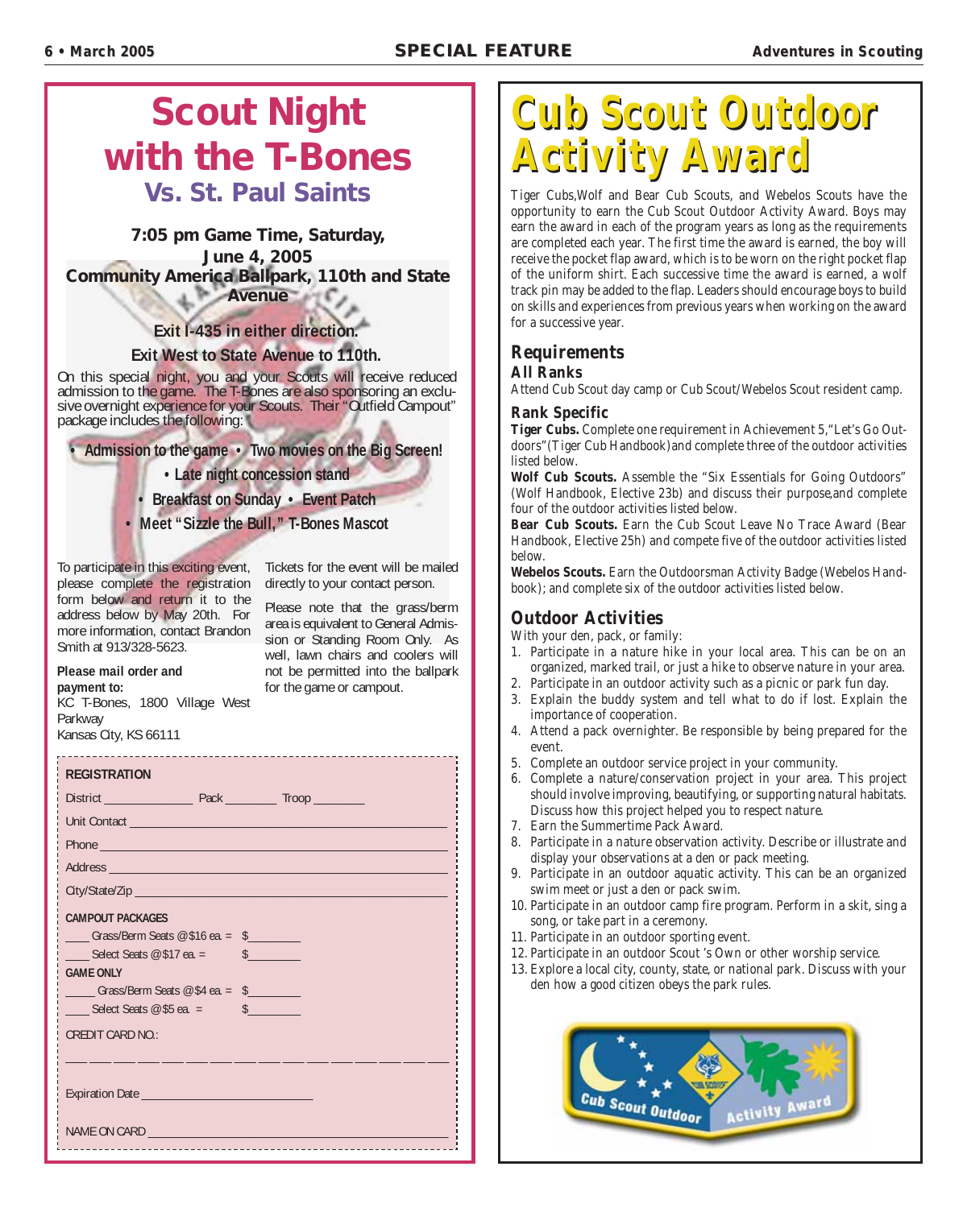# Scout Night with the T-Bones

## Vs. St. Paul Saints

**7:05 pm Game Time, Saturday, June 4, 2005**
**Community America Ballpark, 110th and State Avenue**

**Exit I-435 in either direction.**
**Exit West to State Avenue to 110th.**

On this special night, you and your Scouts will receive reduced admission to the game. The T-Bones are also sponsoring an exclusive overnight experience for your Scouts. Their "Outfield Campout" package includes the following:

- **Admission to the game**
- **Two movies on the Big Screen!**
- **Late night concession stand**
- **Breakfast on Sunday**
- **Event Patch**
- **Meet "Sizzle the Bull," T-Bones Mascot**

To participate in this exciting event, please complete the registration form below and return it to the address below by May 20th. For more information, contact Brandon Smith at 913/328-5623.

**Please mail order and payment to:**
KC T-Bones, 1800 Village West Parkway
Kansas City, KS 66111

Tickets for the event will be mailed directly to your contact person.

Please note that the grass/berm area is equivalent to General Admission or Standing Room Only. As well, lawn chairs and coolers will not be permitted into the ballpark for the game or campout.

**REGISTRATION**

District ______________ Pack ________ Troop ________

Unit Contact ______________________________

Phone ______________________________

Address ______________________________

City/State/Zip ______________________________

**CAMPOUT PACKAGES**

____ Grass/Berm Seats @$16 ea. = $________

____ Select Seats @$17 ea. = $________

**GAME ONLY**

_____ Grass/Berm Seats @$4 ea. = $________

____ Select Seats @$5 ea. = $________

CREDIT CARD NO.:

______________________________

Expiration Date ______________________

NAME ON CARD ______________________________

# Cub Scout Outdoor Activity Award

Tiger Cubs,Wolf and Bear Cub Scouts, and Webelos Scouts have the opportunity to earn the Cub Scout Outdoor Activity Award. Boys may earn the award in each of the program years as long as the requirements are completed each year. The first time the award is earned, the boy will receive the pocket flap award, which is to be worn on the right pocket flap of the uniform shirt. Each successive time the award is earned, a wolf track pin may be added to the flap. Leaders should encourage boys to build on skills and experiences from previous years when working on the award for a successive year.

## Requirements

### All Ranks

Attend Cub Scout day camp or Cub Scout/Webelos Scout resident camp.

### Rank Specific

**Tiger Cubs.** Complete one requirement in Achievement 5,"Let's Go Outdoors" (Tiger Cub Handbook) and complete three of the outdoor activities listed below.

**Wolf Cub Scouts.** Assemble the "Six Essentials for Going Outdoors" (Wolf Handbook, Elective 23b) and discuss their purpose,and complete four of the outdoor activities listed below.

**Bear Cub Scouts.** Earn the Cub Scout Leave No Trace Award (Bear Handbook, Elective 25h) and compete five of the outdoor activities listed below.

**Webelos Scouts.** Earn the Outdoorsman Activity Badge (Webelos Handbook); and complete six of the outdoor activities listed below.

## Outdoor Activities

With your den, pack, or family:

1. Participate in a nature hike in your local area. This can be on an organized, marked trail, or just a hike to observe nature in your area.
2. Participate in an outdoor activity such as a picnic or park fun day.
3. Explain the buddy system and tell what to do if lost. Explain the importance of cooperation.
4. Attend a pack overnighter. Be responsible by being prepared for the event.
5. Complete an outdoor service project in your community.
6. Complete a nature/conservation project in your area. This project should involve improving, beautifying, or supporting natural habitats. Discuss how this project helped you to respect nature.
7. Earn the Summertime Pack Award.
8. Participate in a nature observation activity. Describe or illustrate and display your observations at a den or pack meeting.
9. Participate in an outdoor aquatic activity. This can be an organized swim meet or just a den or pack swim.
10. Participate in an outdoor camp fire program. Perform in a skit, sing a song, or take part in a ceremony.
11. Participate in an outdoor sporting event.
12. Participate in an outdoor Scout 's Own or other worship service.
13. Explore a local city, county, state, or national park. Discuss with your den how a good citizen obeys the park rules.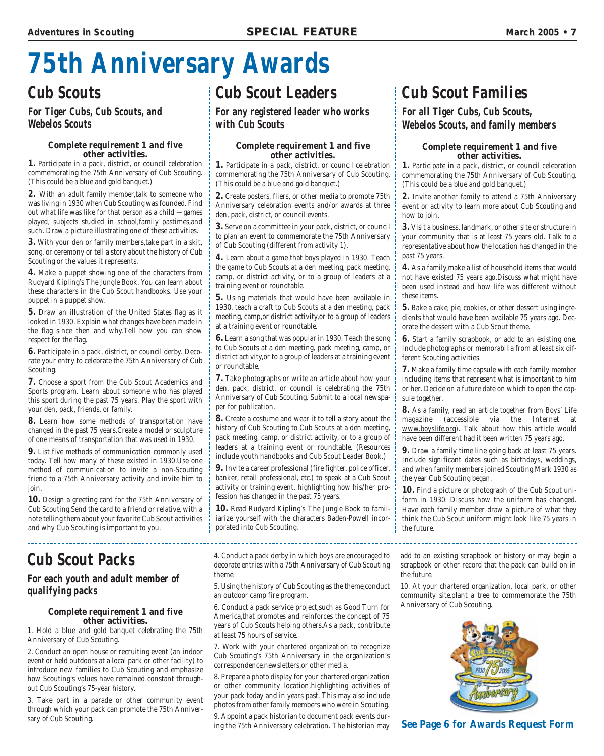# 75th Anniversary Awards

## Cub Scouts

***For Tiger Cubs, Cub Scouts, and Webelos Scouts***

**Complete requirement 1 and five other activities.**

**1.** Participate in a pack, district, or council celebration commemorating the 75th Anniversary of Cub Scouting. (This could be a blue and gold banquet.)

**2.** With an adult family member,talk to someone who was living in 1930 when Cub Scouting was founded. Find out what life was like for that person as a child —games played, subjects studied in school,family pastimes,and such. Draw a picture illustrating one of these activities.

**3.** With your den or family members,take part in a skit, song, or ceremony or tell a story about the history of Cub Scouting or the values it represents.

**4.** Make a puppet showing one of the characters from Rudyard Kipling's The Jungle Book. You can learn about these characters in the Cub Scout handbooks. Use your puppet in a puppet show.

**5.** Draw an illustration of the United States flag as it looked in 1930. Explain what changes have been made in the flag since then and why.Tell how you can show respect for the flag.

**6.** Participate in a pack, district, or council derby. Decorate your entry to celebrate the 75th Anniversary of Cub Scouting.

**7.** Choose a sport from the Cub Scout Academics and Sports program. Learn about someone who has played this sport during the past 75 years. Play the sport with your den, pack, friends, or family.

**8.** Learn how some methods of transportation have changed in the past 75 years.Create a model or sculpture of one means of transportation that was used in 1930.

**9.** List five methods of communication commonly used today. Tell how many of these existed in 1930.Use one method of communication to invite a non-Scouting friend to a 75th Anniversary activity and invite him to join.

**10.** Design a greeting card for the 75th Anniversary of Cub Scouting.Send the card to a friend or relative, with a note telling them about your favorite Cub Scout activities and why Cub Scouting is important to you.

## Cub Scout Leaders

***For any registered leader who works with Cub Scouts***

**Complete requirement 1 and five other activities.**

**1.** Participate in a pack, district, or council celebration commemorating the 75th Anniversary of Cub Scouting. (This could be a blue and gold banquet.)

**2.** Create posters, fliers, or other media to promote 75th Anniversary celebration events and/or awards at three den, pack, district, or council events.

**3.** Serve on a committee in your pack, district, or council to plan an event to commemorate the 75th Anniversary of Cub Scouting (different from activity 1).

**4.** Learn about a game that boys played in 1930. Teach the game to Cub Scouts at a den meeting, pack meeting, camp, or district activity, or to a group of leaders at a training event or roundtable.

**5.** Using materials that would have been available in 1930, teach a craft to Cub Scouts at a den meeting, pack meeting, camp,or district activity,or to a group of leaders at a training event or roundtable.

**6.** Learn a song that was popular in 1930. Teach the song to Cub Scouts at a den meeting, pack meeting, camp, or district activity,or to a group of leaders at a training event or roundtable.

**7.** Take photographs or write an article about how your den, pack, district, or council is celebrating the 75th Anniversary of Cub Scouting. Submit to a local newspaper for publication.

**8.** Create a costume and wear it to tell a story about the history of Cub Scouting to Cub Scouts at a den meeting, pack meeting, camp, or district activity, or to a group of leaders at a training event or roundtable. (Resources include youth handbooks and Cub Scout Leader Book.)

**9.** Invite a career professional (fire fighter, police officer, banker, retail professional, etc.) to speak at a Cub Scout activity or training event, highlighting how his/her profession has changed in the past 75 years.

**10.** Read Rudyard Kipling's The Jungle Book to familiarize yourself with the characters Baden-Powell incorporated into Cub Scouting.

## Cub Scout Families

***For all Tiger Cubs, Cub Scouts, Webelos Scouts, and family members***

**Complete requirement 1 and five other activities.**

**1.** Participate in a pack, district, or council celebration commemorating the 75th Anniversary of Cub Scouting. (This could be a blue and gold banquet.)

**2.** Invite another family to attend a 75th Anniversary event or activity to learn more about Cub Scouting and how to join.

**3.** Visit a business, landmark, or other site or structure in your community that is at least 75 years old. Talk to a representative about how the location has changed in the past 75 years.

**4.** As a family,make a list of household items that would not have existed 75 years ago.Discuss what might have been used instead and how life was different without these items.

**5.** Bake a cake, pie, cookies, or other dessert using ingredients that would have been available 75 years ago. Decorate the dessert with a Cub Scout theme.

**6.** Start a family scrapbook, or add to an existing one. Include photographs or memorabilia from at least six different Scouting activities.

**7.** Make a family time capsule with each family member including items that represent what is important to him or her. Decide on a future date on which to open the capsule together.

**8.** As a family, read an article together from Boys' Life magazine (accessible via the Internet at www.boyslife.org). Talk about how this article would have been different had it been written 75 years ago.

**9.** Draw a family time line going back at least 75 years. Include significant dates such as birthdays, weddings, and when family members joined Scouting.Mark 1930 as the year Cub Scouting began.

**10.** Find a picture or photograph of the Cub Scout uniform in 1930. Discuss how the uniform has changed. Have each family member draw a picture of what they think the Cub Scout uniform might look like 75 years in the future.

## Cub Scout Packs

***For each youth and adult member of qualifying packs***

**Complete requirement 1 and five other activities.**

1. Hold a blue and gold banquet celebrating the 75th Anniversary of Cub Scouting.

2. Conduct an open house or recruiting event (an indoor event or held outdoors at a local park or other facility) to introduce new families to Cub Scouting and emphasize how Scouting's values have remained constant throughout Cub Scouting's 75-year history.

3. Take part in a parade or other community event through which your pack can promote the 75th Anniversary of Cub Scouting.

4. Conduct a pack derby in which boys are encouraged to decorate entries with a 75th Anniversary of Cub Scouting theme.

5. Using the history of Cub Scouting as the theme,conduct an outdoor camp fire program.

6. Conduct a pack service project,such as Good Turn for America,that promotes and reinforces the concept of 75 years of Cub Scouts helping others.As a pack, contribute at least 75 hours of service.

7. Work with your chartered organization to recognize Cub Scouting's 75th Anniversary in the organization's correspondence,newsletters,or other media.

8. Prepare a photo display for your chartered organization or other community location,highlighting activities of your pack today and in years past. This may also include photos from other family members who were in Scouting.

9. Appoint a pack historian to document pack events during the 75th Anniversary celebration. The historian may add to an existing scrapbook or history or may begin a scrapbook or other record that the pack can build on in the future.

10. At your chartered organization, local park, or other community site,plant a tree to commemorate the 75th Anniversary of Cub Scouting.

**See Page 6 for Awards Request Form**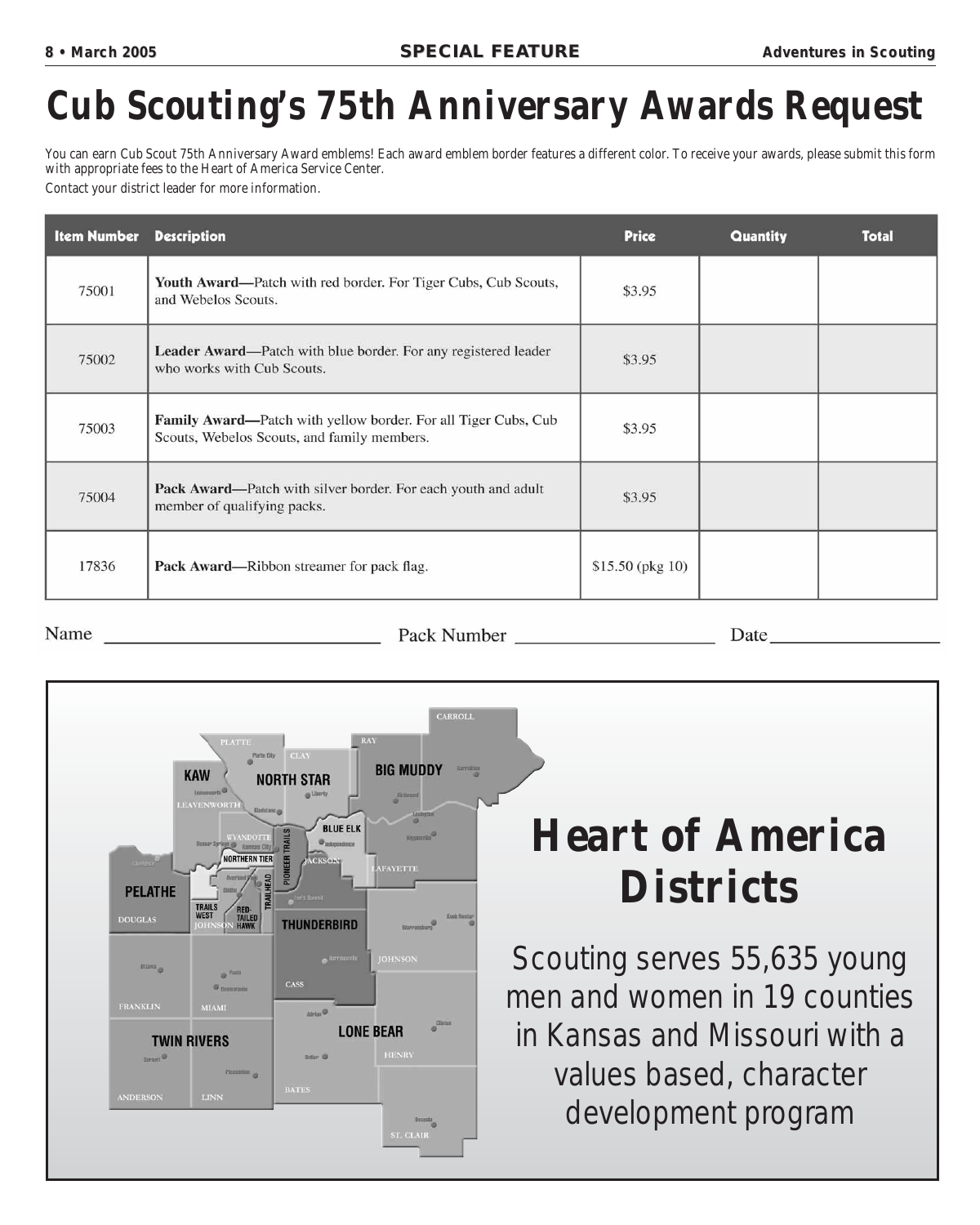# Cub Scouting's 75th Anniversary Awards Request

You can earn Cub Scout 75th Anniversary Award emblems! Each award emblem border features a different color. To receive your awards, please submit this form with appropriate fees to the Heart of America Service Center.

Contact your district leader for more information.

| Item Number | Description | Price | Quantity | Total |
|---|---|---|---|---|
| 75001 | **Youth Award**—Patch with red border. For Tiger Cubs, Cub Scouts, and Webelos Scouts. | $3.95 | | |
| 75002 | **Leader Award**—Patch with blue border. For any registered leader who works with Cub Scouts. | $3.95 | | |
| 75003 | **Family Award**—Patch with yellow border. For all Tiger Cubs, Cub Scouts, Webelos Scouts, and family members. | $3.95 | | |
| 75004 | **Pack Award**—Patch with silver border. For each youth and adult member of qualifying packs. | $3.95 | | |
| 17836 | **Pack Award**—Ribbon streamer for pack flag. | $15.50 (pkg 10) | | |

Name ____________________ Pack Number ____________________ Date ____________________

## Heart of America Districts

Scouting serves 55,635 young men and women in 19 counties in Kansas and Missouri with a values based, character development program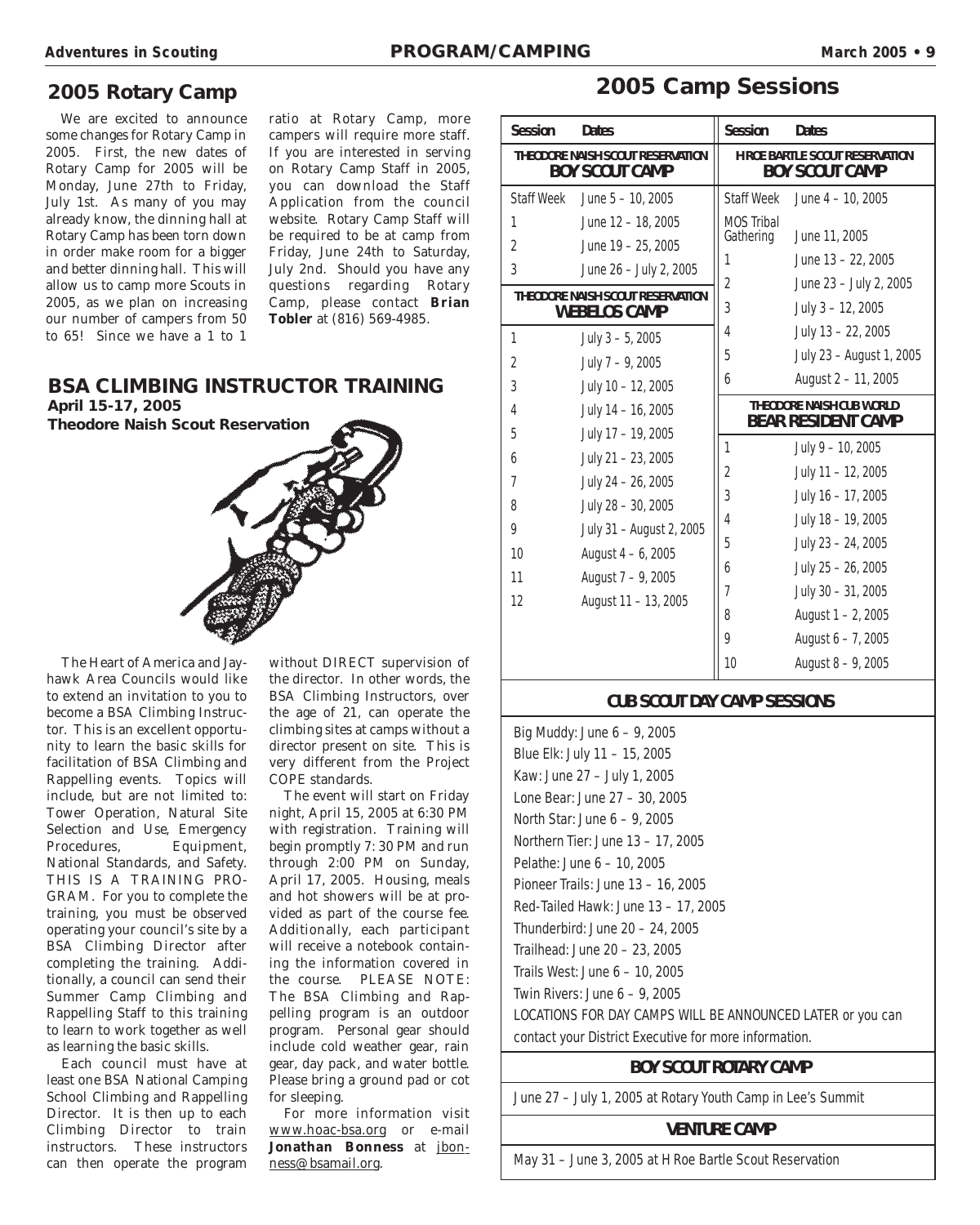## 2005 Rotary Camp

We are excited to announce some changes for Rotary Camp in 2005. First, the new dates of Rotary Camp for 2005 will be Monday, June 27th to Friday, July 1st. As many of you may already know, the dinning hall at Rotary Camp has been torn down in order make room for a bigger and better dinning hall. This will allow us to camp more Scouts in 2005, as we plan on increasing our number of campers from 50 to 65! Since we have a 1 to 1 ratio at Rotary Camp, more campers will require more staff. If you are interested in serving on Rotary Camp Staff in 2005, you can download the Staff Application from the council website. Rotary Camp Staff will be required to be at camp from Friday, June 24th to Saturday, July 2nd. Should you have any questions regarding Rotary Camp, please contact **Brian Tobler** at (816) 569-4985.

## BSA CLIMBING INSTRUCTOR TRAINING

**April 15-17, 2005**

**Theodore Naish Scout Reservation**

The Heart of America and Jayhawk Area Councils would like to extend an invitation to you to become a BSA Climbing Instructor. This is an excellent opportunity to learn the basic skills for facilitation of BSA Climbing and Rappelling events. Topics will include, but are not limited to: Tower Operation, Natural Site Selection and Use, Emergency Procedures, Equipment, National Standards, and Safety. THIS IS A TRAINING PROGRAM. For you to complete the training, you must be observed operating your council's site by a BSA Climbing Director after completing the training. Additionally, a council can send their Summer Camp Climbing and Rappelling Staff to this training to learn to work together as well as learning the basic skills.

Each council must have at least one BSA National Camping School Climbing and Rappelling Director. It is then up to each Climbing Director to train instructors. These instructors can then operate the program without DIRECT supervision of the director. In other words, the BSA Climbing Instructors, over the age of 21, can operate the climbing sites at camps without a director present on site. This is very different from the Project COPE standards.

The event will start on Friday night, April 15, 2005 at 6:30 PM with registration. Training will begin promptly 7:30 PM and run through 2:00 PM on Sunday, April 17, 2005. Housing, meals and hot showers will be at provided as part of the course fee. Additionally, each participant will receive a notebook containing the information covered in the course. PLEASE NOTE: The BSA Climbing and Rappelling program is an outdoor program. Personal gear should include cold weather gear, rain gear, day pack, and water bottle. Please bring a ground pad or cot for sleeping.

For more information visit www.hoac-bsa.org or e-mail **Jonathan Bonness** at jbonness@bsamail.org.

## 2005 Camp Sessions

**THEODORE NAISH SCOUT RESERVATION — BOY SCOUT CAMP**

| Session | Dates |
|---|---|
| Staff Week | June 5 – 10, 2005 |
| 1 | June 12 – 18, 2005 |
| 2 | June 19 – 25, 2005 |
| 3 | June 26 – July 2, 2005 |

**THEODORE NAISH SCOUT RESERVATION — WEBELOS CAMP**

| Session | Dates |
|---|---|
| 1 | July 3 – 5, 2005 |
| 2 | July 7 – 9, 2005 |
| 3 | July 10 – 12, 2005 |
| 4 | July 14 – 16, 2005 |
| 5 | July 17 – 19, 2005 |
| 6 | July 21 – 23, 2005 |
| 7 | July 24 – 26, 2005 |
| 8 | July 28 – 30, 2005 |
| 9 | July 31 – August 2, 2005 |
| 10 | August 4 – 6, 2005 |
| 11 | August 7 – 9, 2005 |
| 12 | August 11 – 13, 2005 |

**H ROE BARTLE SCOUT RESERVATION — BOY SCOUT CAMP**

| Session | Dates |
|---|---|
| Staff Week | June 4 – 10, 2005 |
| MOS Tribal Gathering | June 11, 2005 |
| 1 | June 13 – 22, 2005 |
| 2 | June 23 – July 2, 2005 |
| 3 | July 3 – 12, 2005 |
| 4 | July 13 – 22, 2005 |
| 5 | July 23 – August 1, 2005 |
| 6 | August 2 – 11, 2005 |

**THEODORE NAISH CUB WORLD — BEAR RESIDENT CAMP**

| Session | Dates |
|---|---|
| 1 | July 9 – 10, 2005 |
| 2 | July 11 – 12, 2005 |
| 3 | July 16 – 17, 2005 |
| 4 | July 18 – 19, 2005 |
| 5 | July 23 – 24, 2005 |
| 6 | July 25 – 26, 2005 |
| 7 | July 30 – 31, 2005 |
| 8 | August 1 – 2, 2005 |
| 9 | August 6 – 7, 2005 |
| 10 | August 8 – 9, 2005 |

**CUB SCOUT DAY CAMP SESSIONS**

Big Muddy: June 6 – 9, 2005
Blue Elk: July 11 – 15, 2005
Kaw: June 27 – July 1, 2005
Lone Bear: June 27 – 30, 2005
North Star: June 6 – 9, 2005
Northern Tier: June 13 – 17, 2005
Pelathe: June 6 – 10, 2005
Pioneer Trails: June 13 – 16, 2005
Red-Tailed Hawk: June 13 – 17, 2005
Thunderbird: June 20 – 24, 2005
Trailhead: June 20 – 23, 2005
Trails West: June 6 – 10, 2005
Twin Rivers: June 6 – 9, 2005
LOCATIONS FOR DAY CAMPS WILL BE ANNOUNCED LATER or you can contact your District Executive for more information.

**BOY SCOUT ROTARY CAMP**

June 27 – July 1, 2005 at Rotary Youth Camp in Lee's Summit

**VENTURE CAMP**

May 31 – June 3, 2005 at H Roe Bartle Scout Reservation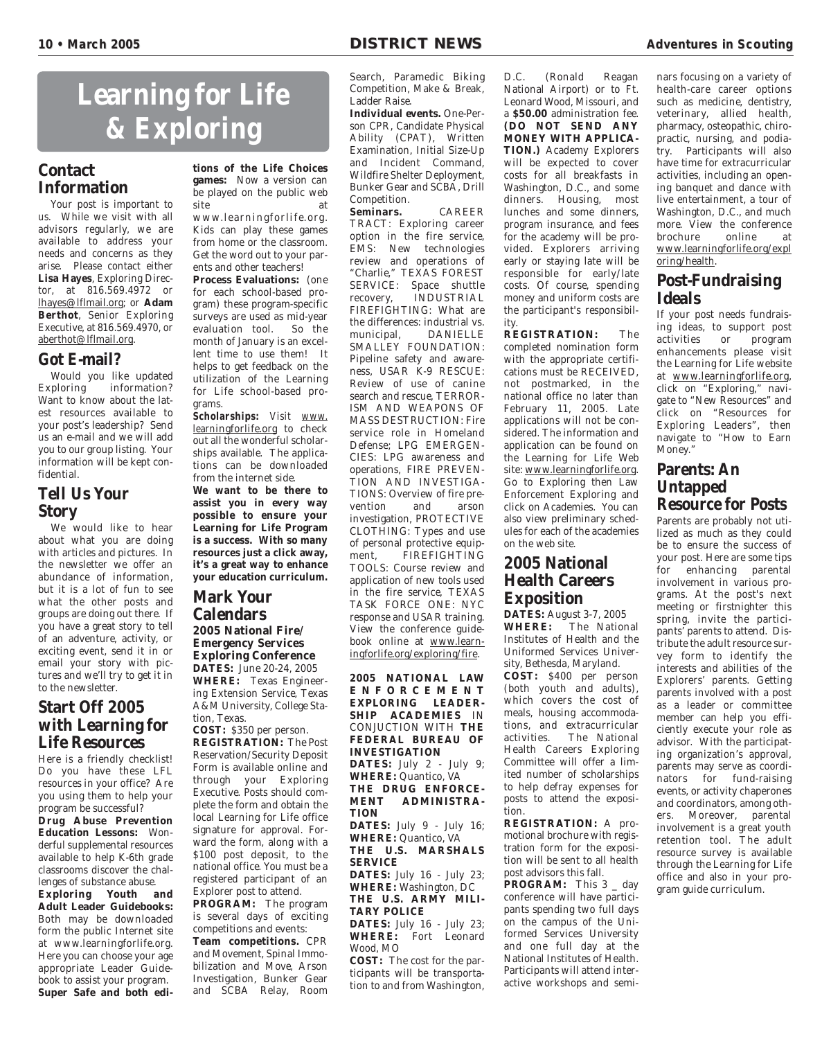# Learning for Life & Exploring

## Contact Information

Your post is important to us. While we visit with all advisors regularly, we are available to address your needs and concerns as they arise. Please contact either **Lisa Hayes**, Exploring Director, at 816.569.4972 or lhayes@lflmail.org; or **Adam Berthot**, Senior Exploring Executive, at 816.569.4970, or aberthot@lflmail.org.

## Got E-mail?

Would you like updated Exploring information? Want to know about the latest resources available to your post's leadership? Send us an e-mail and we will add you to our group listing. Your information will be kept confidential.

## Tell Us Your Story

We would like to hear about what you are doing with articles and pictures. In the newsletter we offer an abundance of information, but it is a lot of fun to see what the other posts and groups are doing out there. If you have a great story to tell of an adventure, activity, or exciting event, send it in or email your story with pictures and we'll try to get it in to the newsletter.

## Start Off 2005 with Learning for Life Resources

Here is a friendly checklist! Do you have these LFL resources in your office? Are you using them to help your program be successful?

**Drug Abuse Prevention Education Lessons:** Wonderful supplemental resources available to help K-6th grade classrooms discover the challenges of substance abuse.

**Exploring Youth and Adult Leader Guidebooks:** Both may be downloaded form the public Internet site at www.learningforlife.org. Here you can choose your age appropriate Leader Guidebook to assist your program.

**Super Safe and both editions of the Life Choices games:** Now a version can be played on the public web site at www.learningforlife.org. Kids can play these games from home or the classroom. Get the word out to your parents and other teachers!

**Process Evaluations:** (one for each school-based program) these program-specific surveys are used as mid-year evaluation tool. So the month of January is an excellent time to use them! It helps to get feedback on the utilization of the Learning for Life school-based programs.

**Scholarships:** Visit www.learningforlife.org to check out all the wonderful scholarships available. The applications can be downloaded from the internet side.

**We want to be there to assist you in every way possible to ensure your Learning for Life Program is a success. With so many resources just a click away, it's a great way to enhance your education curriculum.**

## Mark Your Calendars

### 2005 National Fire/ Emergency Services Exploring Conference

**DATES:** June 20-24, 2005

**WHERE:** Texas Engineering Extension Service, Texas A&M University, College Station, Texas.

**COST:** $350 per person.

**REGISTRATION:** The Post Reservation/Security Deposit Form is available online and through your Exploring Executive. Posts should complete the form and obtain the local Learning for Life office signature for approval. Forward the form, along with a $100 post deposit, to the national office. You must be a registered participant of an Explorer post to attend.

**PROGRAM:** The program is several days of exciting competitions and events:

**Team competitions.** CPR and Movement, Spinal Immobilization and Move, Arson Investigation, Bunker Gear and SCBA Relay, Room Search, Paramedic Biking Competition, Make & Break, Ladder Raise.

**Individual events.** One-Person CPR, Candidate Physical Ability (CPAT), Written Examination, Initial Size-Up and Incident Command, Wildfire Shelter Deployment, Bunker Gear and SCBA, Drill Competition.

**Seminars.** CAREER TRACT: Exploring career option in the fire service, EMS: New technologies review and operations of "Charlie," TEXAS FOREST SERVICE: Space shuttle recovery, INDUSTRIAL FIREFIGHTING: What are the differences: industrial vs. municipal, DANIELLE SMALLEY FOUNDATION: Pipeline safety and awareness, USAR K-9 RESCUE: Review of use of canine search and rescue, TERRORISM AND WEAPONS OF MASS DESTRUCTION: Fire service role in Homeland Defense; LPG EMERGENCIES: LPG awareness and operations, FIRE PREVENTION AND INVESTIGATIONS: Overview of fire prevention and arson investigation, PROTECTIVE CLOTHING: Types and use of personal protective equipment, FIREFIGHTING TOOLS: Course review and application of new tools used in the fire service, TEXAS TASK FORCE ONE: NYC response and USAR training. View the conference guidebook online at www.learningforlife.org/exploring/fire.

### 2005 NATIONAL LAW ENFORCEMENT EXPLORING LEADERSHIP ACADEMIES IN CONJUCTION WITH THE FEDERAL BUREAU OF INVESTIGATION

**DATES:** July 2 - July 9;
**WHERE:** Quantico, VA

**THE DRUG ENFORCEMENT ADMINISTRATION**

**DATES:** July 9 - July 16;
**WHERE:** Quantico, VA

**THE U.S. MARSHALS SERVICE**

**DATES:** July 16 - July 23;
**WHERE:** Washington, DC

**THE U.S. ARMY MILITARY POLICE**

**DATES:** July 16 - July 23;
**WHERE:** Fort Leonard Wood, MO

**COST:** The cost for the participants will be transportation to and from Washington, D.C. (Ronald Reagan National Airport) or to Ft. Leonard Wood, Missouri, and a **$50.00** administration fee. **(DO NOT SEND ANY MONEY WITH APPLICATION.)** Academy Explorers will be expected to cover costs for all breakfasts in Washington, D.C., and some dinners. Housing, most lunches and some dinners, program insurance, and fees for the academy will be provided. Explorers arriving early or staying late will be responsible for early/late costs. Of course, spending money and uniform costs are the participant's responsibility.

**REGISTRATION:** The completed nomination form with the appropriate certifications must be RECEIVED, not postmarked, in the national office no later than February 11, 2005. Late applications will not be considered. The information and application can be found on the Learning for Life Web site: www.learningforlife.org. Go to Exploring then Law Enforcement Exploring and click on Academies. You can also view preliminary schedules for each of the academies on the web site.

## 2005 National Health Careers Exposition

**DATES:** August 3-7, 2005

**WHERE:** The National Institutes of Health and the Uniformed Services University, Bethesda, Maryland.

**COST:** $400 per person (both youth and adults), which covers the cost of meals, housing accommodations, and extracurricular activities. The National Health Careers Exploring Committee will offer a limited number of scholarships to help defray expenses for posts to attend the exposition.

**REGISTRATION:** A promotional brochure with registration form for the exposition will be sent to all health post advisors this fall.

**PROGRAM:** This 3 _ day conference will have participants spending two full days on the campus of the Uniformed Services University and one full day at the National Institutes of Health. Participants will attend interactive workshops and seminars focusing on a variety of health-care career options such as medicine, dentistry, veterinary, allied health, pharmacy, osteopathic, chiropractic, nursing, and podiatry. Participants will also have time for extracurricular activities, including an opening banquet and dance with live entertainment, a tour of Washington, D.C., and much more. View the conference brochure online at www.learningforlife.org/exploring/health.

## Post-Fundraising Ideals

If your post needs fundraising ideas, to support post activities or program enhancements please visit the Learning for Life website at www.learningforlife.org, click on "Exploring," navigate to "New Resources" and click on "Resources for Exploring Leaders", then navigate to "How to Earn Money."

## Parents: An Untapped Resource for Posts

Parents are probably not utilized as much as they could be to ensure the success of your post. Here are some tips for enhancing parental involvement in various programs. At the post's next meeting or firstnighter this spring, invite the participants' parents to attend. Distribute the adult resource survey form to identify the interests and abilities of the Explorers' parents. Getting parents involved with a post as a leader or committee member can help you efficiently execute your role as advisor. With the participating organization's approval, parents may serve as coordinators for fund-raising events, or activity chaperones and coordinators, among others. Moreover, parental involvement is a great youth retention tool. The adult resource survey is available through the Learning for Life office and also in your program guide curriculum.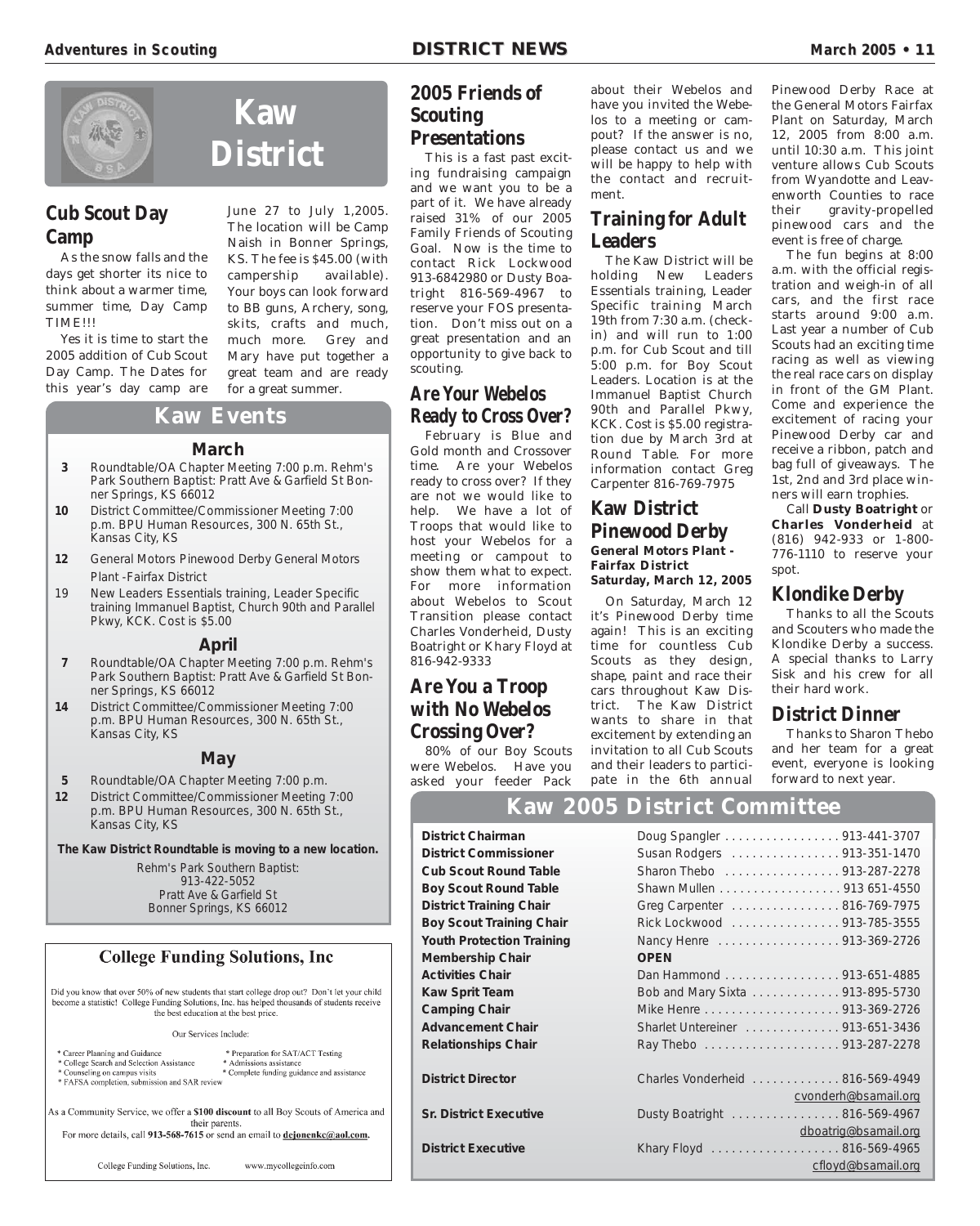# Kaw District

## Cub Scout Day Camp

As the snow falls and the days get shorter its nice to think about a warmer time, summer time, Day Camp TIME!!!

Yes it is time to start the 2005 addition of Cub Scout Day Camp. The Dates for this year's day camp are June 27 to July 1,2005. The location will be Camp Naish in Bonner Springs, KS. The fee is $45.00 (with campership available). Your boys can look forward to BB guns, Archery, song, skits, crafts and much, much more. Grey and Mary have put together a great team and are ready for a great summer.

## Kaw Events

### March

- **3** Roundtable/OA Chapter Meeting 7:00 p.m. Rehm's Park Southern Baptist: Pratt Ave & Garfield St Bonner Springs, KS 66012
- **10** District Committee/Commissioner Meeting 7:00 p.m. BPU Human Resources, 300 N. 65th St., Kansas City, KS
- **12** General Motors Pinewood Derby General Motors Plant -Fairfax District
- 19 New Leaders Essentials training, Leader Specific training Immanuel Baptist, Church 90th and Parallel Pkwy, KCK. Cost is $5.00

### April

- **7** Roundtable/OA Chapter Meeting 7:00 p.m. Rehm's Park Southern Baptist: Pratt Ave & Garfield St Bonner Springs, KS 66012
- **14** District Committee/Commissioner Meeting 7:00 p.m. BPU Human Resources, 300 N. 65th St., Kansas City, KS

### May

- **5** Roundtable/OA Chapter Meeting 7:00 p.m.
- **12** District Committee/Commissioner Meeting 7:00 p.m. BPU Human Resources, 300 N. 65th St., Kansas City, KS

**The Kaw District Roundtable is moving to a new location.**

Rehm's Park Southern Baptist:
913-422-5052
Pratt Ave & Garfield St
Bonner Springs, KS 66012

## College Funding Solutions, Inc

Did you know that over 50% of new students that start college drop out? Don't let your child become a statistic! College Funding Solutions, Inc. has helped thousands of students receive the best education at the best price.

Our Services Include:

- Career Planning and Guidance
- College Search and Selection Assistance
- Counseling on campus visits
- FAFSA completion, submission and SAR review
- Preparation for SAT/ACT Testing
- Admissions assistance
- Complete funding guidance and assistance

As a Community Service, we offer a **$100 discount** to all Boy Scouts of America and their parents.
For more details, call **913-568-7615** or send an email to **dejonenkc@aol.com.**

College Funding Solutions, Inc. www.mycollegeinfo.com

## 2005 Friends of Scouting Presentations

This is a fast past exciting fundraising campaign and we want you to be a part of it. We have already raised 31% of our 2005 Family Friends of Scouting Goal. Now is the time to contact Rick Lockwood 913-6842980 or Dusty Boatright 816-569-4967 to reserve your FOS presentation. Don't miss out on a great presentation and an opportunity to give back to scouting.

## Are Your Webelos Ready to Cross Over?

February is Blue and Gold month and Crossover time. Are your Webelos ready to cross over? If they are not we would like to help. We have a lot of Troops that would like to host your Webelos for a meeting or campout to show them what to expect. For more information about Webelos to Scout Transition please contact Charles Vonderheid, Dusty Boatright or Khary Floyd at 816-942-9333

## Are You a Troop with No Webelos Crossing Over?

80% of our Boy Scouts were Webelos. Have you asked your feeder Pack about their Webelos and have you invited the Webelos to a meeting or campout? If the answer is no, please contact us and we will be happy to help with the contact and recruitment.

## Training for Adult Leaders

The Kaw District will be holding New Leaders Essentials training, Leader Specific training March 19th from 7:30 a.m. (check-in) and will run to 1:00 p.m. for Cub Scout and till 5:00 p.m. for Boy Scout Leaders. Location is at the Immanuel Baptist Church 90th and Parallel Pkwy, KCK. Cost is $5.00 registration due by March 3rd at Round Table. For more information contact Greg Carpenter 816-769-7975

## Kaw District Pinewood Derby

**General Motors Plant - Fairfax District**
**Saturday, March 12, 2005**

On Saturday, March 12 it's Pinewood Derby time again! This is an exciting time for countless Cub Scouts as they design, shape, paint and race their cars throughout Kaw District. The Kaw District wants to share in that excitement by extending an invitation to all Cub Scouts and their leaders to participate in the 6th annual Pinewood Derby Race at the General Motors Fairfax Plant on Saturday, March 12, 2005 from 8:00 a.m. until 10:30 a.m. This joint venture allows Cub Scouts from Wyandotte and Leavenworth Counties to race their gravity-propelled pinewood cars and the event is free of charge.

The fun begins at 8:00 a.m. with the official registration and weigh-in of all cars, and the first race starts around 9:00 a.m. Last year a number of Cub Scouts had an exciting time racing as well as viewing the real race cars on display in front of the GM Plant. Come and experience the excitement of racing your Pinewood Derby car and receive a ribbon, patch and bag full of giveaways. The 1st, 2nd and 3rd place winners will earn trophies.

Call **Dusty Boatright** or **Charles Vonderheid** at (816) 942-933 or 1-800-776-1110 to reserve your spot.

## Klondike Derby

Thanks to all the Scouts and Scouters who made the Klondike Derby a success. A special thanks to Larry Sisk and his crew for all their hard work.

## District Dinner

Thanks to Sharon Thebo and her team for a great event, everyone is looking forward to next year.

## Kaw 2005 District Committee

| Position | Name / Phone |
|---|---|
| **District Chairman** | Doug Spangler . . . . . 913-441-3707 |
| **District Commissioner** | Susan Rodgers . . . . . 913-351-1470 |
| **Cub Scout Round Table** | Sharon Thebo . . . . . 913-287-2278 |
| **Boy Scout Round Table** | Shawn Mullen . . . . . 913 651-4550 |
| **District Training Chair** | Greg Carpenter . . . . . 816-769-7975 |
| **Boy Scout Training Chair** | Rick Lockwood . . . . . 913-785-3555 |
| **Youth Protection Training** | Nancy Henre . . . . . 913-369-2726 |
| **Membership Chair** | **OPEN** |
| **Activities Chair** | Dan Hammond . . . . . 913-651-4885 |
| **Kaw Sprit Team** | Bob and Mary Sixta . . . . . 913-895-5730 |
| **Camping Chair** | Mike Henre . . . . . 913-369-2726 |
| **Advancement Chair** | Sharlet Untereiner . . . . . 913-651-3436 |
| **Relationships Chair** | Ray Thebo . . . . . 913-287-2278 |
| **District Director** | Charles Vonderheid . . . . . 816-569-4949 cvonderh@bsamail.org |
| **Sr. District Executive** | Dusty Boatright . . . . . 816-569-4967 dboatrig@bsamail.org |
| **District Executive** | Khary Floyd . . . . . 816-569-4965 cfloyd@bsamail.org |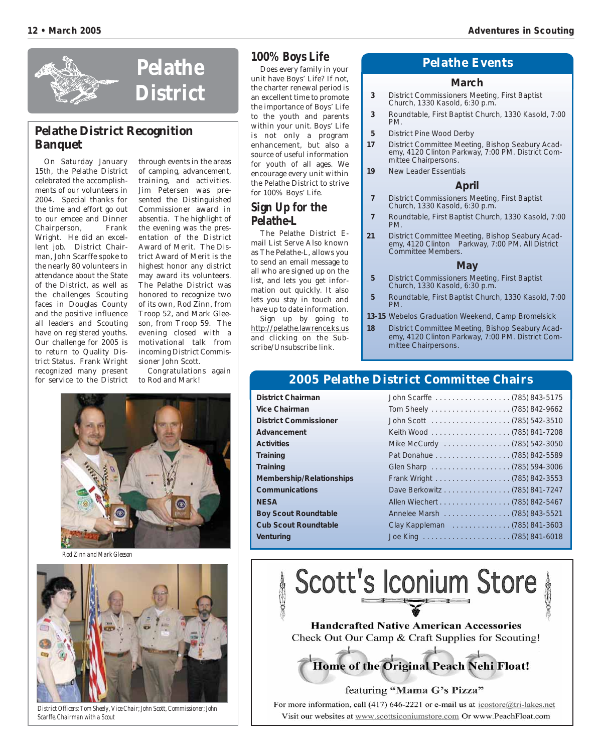# Pelathe District

## Pelathe District Recognition Banquet

On Saturday January 15th, the Pelathe District celebrated the accomplishments of our volunteers in 2004. Special thanks for the time and effort go out to our emcee and Dinner Chairperson, Frank Wright. He did an excellent job. District Chairman, John Scarffe spoke to the nearly 80 volunteers in attendance about the State of the District, as well as the challenges Scouting faces in Douglas County and the positive influence all leaders and Scouting have on registered youths. Our challenge for 2005 is to return to Quality District Status. Frank Wright recognized many present for service to the District through events in the areas of camping, advancement, training, and activities. Jim Petersen was presented the Distinguished Commissioner award in absentia. The highlight of the evening was the presentation of the District Award of Merit. The District Award of Merit is the highest honor any district may award its volunteers. The Pelathe District was honored to recognize two of its own, Rod Zinn, from Troop 52, and Mark Gleeson, from Troop 59. The evening closed with a motivational talk from incoming District Commissioner John Scott.

Congratulations again to Rod and Mark!

Rod Zinn and Mark Gleeson

District Officers: Tom Sheely, Vice Chair; John Scott, Commissioner; John Scarffe, Chairman with a Scout

## 100% Boys Life

Does every family in your unit have Boys' Life? If not, the charter renewal period is an excellent time to promote the importance of Boys' Life to the youth and parents within your unit. Boys' Life is not only a program enhancement, but also a source of useful information for youth of all ages. We encourage every unit within the Pelathe District to strive for 100% Boys' Life.

## Sign Up for the Pelathe-L

The Pelathe District E-mail List Serve Also known as The Pelathe-L, allows you to send an email message to all who are signed up on the list, and lets you get information out quickly. It also lets you stay in touch and have up to date information.

Sign up by going to http://pelathe.lawrence.ks.us and clicking on the Subscribe/Unsubscribe link.

## Pelathe Events

### March

- **3** District Commissioners Meeting, First Baptist Church, 1330 Kasold, 6:30 p.m.
- **3** Roundtable, First Baptist Church, 1330 Kasold, 7:00 PM.
- **5** District Pine Wood Derby
- **17** District Committee Meeting, Bishop Seabury Academy, 4120 Clinton Parkway, 7:00 PM. District Committee Chairpersons.
- **19** New Leader Essentials

### April

- **7** District Commissioners Meeting, First Baptist Church, 1330 Kasold, 6:30 p.m.
- **7** Roundtable, First Baptist Church, 1330 Kasold, 7:00 PM.
- **21** District Committee Meeting, Bishop Seabury Academy, 4120 Clinton Parkway, 7:00 PM. All District Committee Members.

### May

- **5** District Commissioners Meeting, First Baptist Church, 1330 Kasold, 6:30 p.m.
- **5** Roundtable, First Baptist Church, 1330 Kasold, 7:00 PM.
- **13-15** Webelos Graduation Weekend, Camp Bromelsick
- **18** District Committee Meeting, Bishop Seabury Academy, 4120 Clinton Parkway, 7:00 PM. District Committee Chairpersons.

## 2005 Pelathe District Committee Chairs

| Position | Name | Phone |
|---|---|---|
| **District Chairman** | John Scarffe | (785) 843-5175 |
| **Vice Chairman** | Tom Sheely | (785) 842-9662 |
| **District Commissioner** | John Scott | (785) 542-3510 |
| **Advancement** | Keith Wood | (785) 841-7208 |
| **Activities** | Mike McCurdy | (785) 542-3050 |
| **Training** | Pat Donahue | (785) 842-5589 |
| **Training** | Glen Sharp | (785) 594-3006 |
| **Membership/Relationships** | Frank Wright | (785) 842-3553 |
| **Communications** | Dave Berkowitz | (785) 841-7247 |
| **NESA** | Allen Wiechert | (785) 842-5467 |
| **Boy Scout Roundtable** | Annelee Marsh | (785) 843-5521 |
| **Cub Scout Roundtable** | Clay Kappleman | (785) 841-3603 |
| **Venturing** | Joe King | (785) 841-6018 |

# Scott's Iconium Store

**Handcrafted Native American Accessories**

Check Out Our Camp & Craft Supplies for Scouting!

**Home of the Original Peach Nehi Float!**

featuring **"Mama G's Pizza"**

For more information, call (417) 646-2221 or e-mail us at icostore@tri-lakes.net

Visit our websites at www.scottsiconiumstore.com Or www.PeachFloat.com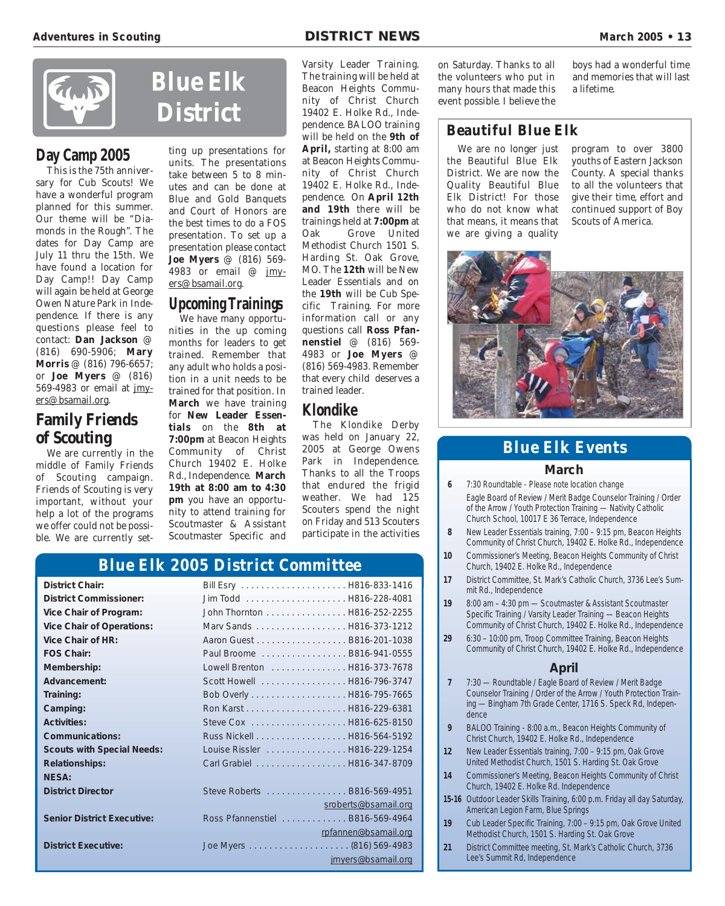# Blue Elk District

## Day Camp 2005

This is the 75th anniversary for Cub Scouts! We have a wonderful program planned for this summer. Our theme will be "Diamonds in the Rough". The dates for Day Camp are July 11 thru the 15th. We have found a location for Day Camp!! Day Camp will again be held at George Owen Nature Park in Independence. If there is any questions please feel to contact: **Dan Jackson** @ (816) 690-5906; **Mary Morris** @ (816) 796-6657; or **Joe Myers** @ (816) 569-4983 or email at jmyers@bsamail.org.

## Family Friends of Scouting

We are currently in the middle of Family Friends of Scouting campaign. Friends of Scouting is very important, without your help a lot of the programs we offer could not be possible. We are currently setting up presentations for units. The presentations take between 5 to 8 minutes and can be done at Blue and Gold Banquets and Court of Honors are the best times to do a FOS presentation. To set up a presentation please contact **Joe Myers** @ (816) 569-4983 or email @ jmyers@bsamail.org.

## Upcoming Trainings

We have many opportunities in the up coming months for leaders to get trained. Remember that any adult who holds a position in a unit needs to be trained for that position. In **March** we have training for **New Leader Essentials** on the **8th at 7:00pm** at Beacon Heights Community of Christ Church 19402 E. Holke Rd., Independence. **March 19th at 8:00 am to 4:30 pm** you have an opportunity to attend training for Scoutmaster & Assistant Scoutmaster Specific and Varsity Leader Training. The training will be held at Beacon Heights Community of Christ Church 19402 E. Holke Rd., Independence. BALOO training will be held on the **9th of April,** starting at 8:00 am at Beacon Heights Community of Christ Church 19402 E. Holke Rd., Independence. On **April 12th and 19th** there will be trainings held at **7:00pm** at Oak Grove United Methodist Church 1501 S. Harding St. Oak Grove, MO. The **12th** will be New Leader Essentials and on the **19th** will be Cub Specific Training. For more information call or any questions call **Ross Pfannenstiel** @ (816) 569-4983 or **Joe Myers** @ (816) 569-4983. Remember that every child deserves a trained leader.

## Klondike

The Klondike Derby was held on January 22, 2005 at George Owens Park in Independence. Thanks to all the Troops that endured the frigid weather. We had 125 Scouters spend the night on Friday and 513 Scouters participate in the activities on Saturday. Thanks to all the volunteers who put in many hours that made this event possible. I believe the boys had a wonderful time and memories that will last a lifetime.

## Beautiful Blue Elk

We are no longer just the Beautiful Blue Elk District. We are now the Quality Beautiful Blue Elk District! For those who do not know what that means, it means that we are giving a quality program to over 3800 youths of Eastern Jackson County. A special thanks to all the volunteers that give their time, effort and continued support of Boy Scouts of America.

## Blue Elk 2005 District Committee

| Position | Name | Phone |
|---|---|---|
| **District Chair:** | Bill Esry | H816-833-1416 |
| **District Commissioner:** | Jim Todd | H816-228-4081 |
| **Vice Chair of Program:** | John Thornton | H816-252-2255 |
| **Vice Chair of Operations:** | Marv Sands | H816-373-1212 |
| **Vice Chair of HR:** | Aaron Guest | B816-201-1038 |
| **FOS Chair:** | Paul Broome | B816-941-0555 |
| **Membership:** | Lowell Brenton | H816-373-7678 |
| **Advancement:** | Scott Howell | H816-796-3747 |
| **Training:** | Bob Overly | H816-795-7665 |
| **Camping:** | Ron Karst | H816-229-6381 |
| **Activities:** | Steve Cox | H816-625-8150 |
| **Communications:** | Russ Nickell | H816-564-5192 |
| **Scouts with Special Needs:** | Louise Rissler | H816-229-1254 |
| **Relationships:** | Carl Grabiel | H816-347-8709 |
| **NESA:** | | |
| **District Director** | Steve Roberts | B816-569-4951 sroberts@bsamail.org |
| **Senior District Executive:** | Ross Pfannenstiel | B816-569-4964 rpfannen@bsamail.org |
| **District Executive:** | Joe Myers | (816) 569-4983 jmyers@bsamail.org |

## Blue Elk Events

### March

- **6** 7:30 Roundtable - Please note location change
  Eagle Board of Review / Merit Badge Counselor Training / Order of the Arrow / Youth Protection Training — Nativity Catholic Church School, 10017 E 36 Terrace, Independence
- **8** New Leader Essentials training, 7:00 – 9:15 pm, Beacon Heights Community of Christ Church, 19402 E. Holke Rd., Independence
- **10** Commissioner's Meeting, Beacon Heights Community of Christ Church, 19402 E. Holke Rd., Independence
- **17** District Committee, St. Mark's Catholic Church, 3736 Lee's Summit Rd., Independence
- **19** 8:00 am – 4:30 pm — Scoutmaster & Assistant Scoutmaster Specific Training / Varsity Leader Training — Beacon Heights Community of Christ Church, 19402 E. Holke Rd., Independence
- **29** 6:30 – 10:00 pm, Troop Committee Training, Beacon Heights Community of Christ Church, 19402 E. Holke Rd., Independence

### April

- **7** 7:30 — Roundtable / Eagle Board of Review / Merit Badge Counselor Training / Order of the Arrow / Youth Protection Training — Bingham 7th Grade Center, 1716 S. Speck Rd, Independence
- **9** BALOO Training - 8:00 a.m., Beacon Heights Community of Christ Church, 19402 E. Holke Rd., Independence
- **12** New Leader Essentials training, 7:00 – 9:15 pm, Oak Grove United Methodist Church, 1501 S. Harding St. Oak Grove
- **14** Commissioner's Meeting, Beacon Heights Community of Christ Church, 19402 E. Holke Rd. Independence
- **15-16** Outdoor Leader Skills Training, 6:00 p.m. Friday all day Saturday, American Legion Farm, Blue Springs
- **19** Cub Leader Specific Training, 7:00 – 9:15 pm, Oak Grove United Methodist Church, 1501 S. Harding St. Oak Grove
- **21** District Committee meeting, St. Mark's Catholic Church, 3736 Lee's Summit Rd, Independence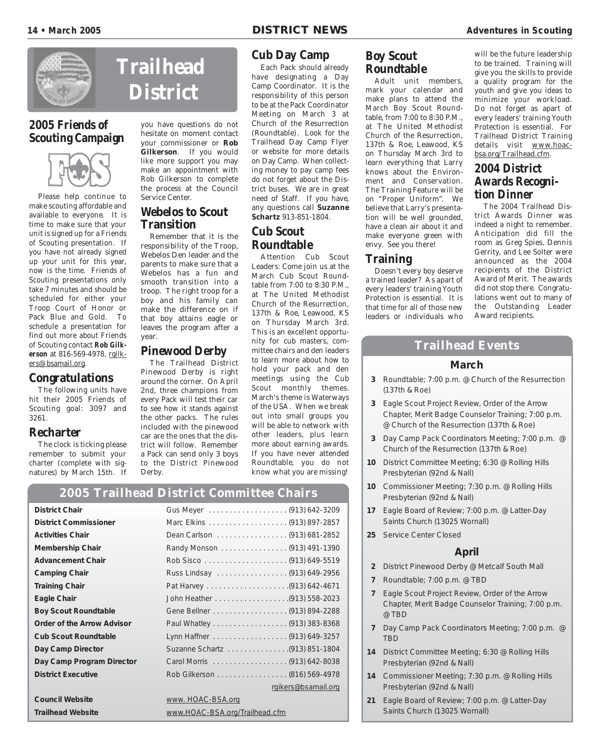# Trailhead District

## 2005 Friends of Scouting Campaign

Please help continue to make scouting affordable and available to everyone. It is time to make sure that your unit is signed up for a Friends of Scouting presentation. If you have not already signed up your unit for this year, now is the time. Friends of Scouting presentations only take 7 minutes and should be scheduled for either your Troop Court of Honor or Pack Blue and Gold. To schedule a presentation for find out more about Friends of Scouting contact **Rob Gilkerson** at 816-569-4978, rgilkers@bsamail.org.

## Congratulations

The following units have hit their 2005 Friends of Scouting goal: 3097 and 3261.

## Recharter

The clock is ticking please remember to submit your charter (complete with signatures) by March 15th. If you have questions do not hesitate on moment contact your commissioner or **Rob Gilkerson**. If you would like more support you may make an appointment with Rob Gilkerson to complete the process at the Council Service Center.

## Webelos to Scout Transition

Remember that it is the responsibility of the Troop, Webelos Den leader and the parents to make sure that a Webelos has a fun and smooth transition into a troop. The right troop for a boy and his family can make the difference on if that boy attains eagle or leaves the program after a year.

## Pinewood Derby

The Trailhead District Pinewood Derby is right around the corner. On April 2nd, three champions from every Pack will test their car to see how it stands against the other packs. The rules included with the pinewood car are the ones that the district will follow. Remember a Pack can send only 3 boys to the District Pinewood Derby.

## Cub Day Camp

Each Pack should already have designating a Day Camp Coordinator. It is the responsibility of this person to be at the Pack Coordinator Meeting on March 3 at Church of the Resurrection (Roundtable). Look for the Trailhead Day Camp Flyer or website for more details on Day Camp. When collecting money to pay camp fees do not forget about the District buses. We are in great need of Staff. If you have, any questions call **Suzanne Schartz** 913-851-1804.

## Cub Scout Roundtable

Attention Cub Scout Leaders: Come join us at the March Cub Scout Roundtable from 7:00 to 8:30 P.M., at The United Methodist Church of the Resurrection, 137th & Roe, Leawood, KS on Thursday March 3rd. This is an excellent opportunity for cub masters, committee chairs and den leaders to learn more about how to hold your pack and den meetings using the Cub Scout monthly themes. March's theme is Waterways of the USA. When we break out into small groups you will be able to network with other leaders, plus learn more about earning awards. If you have never attended Roundtable, you do not know what you are missing!

## Boy Scout Roundtable

Adult unit members, mark your calendar and make plans to attend the March Boy Scout Roundtable, from 7:00 to 8:30 P.M., at The United Methodist Church of the Resurrection, 137th & Roe, Leawood, KS on Thursday March 3rd to learn everything that Larry knows about the Environment and Conservation. The Training Feature will be on "Proper Uniform". We believe that Larry's presentation will be well grounded, have a clean air about it and make everyone green with envy. See you there!

## Training

Doesn't every boy deserve a trained leader? As apart of every leaders' training Youth Protection is essential. It is that time for all of those new leaders or individuals who will be the future leadership to be trained. Training will give you the skills to provide a quality program for the youth and give you ideas to minimize your workload. Do not forget as apart of every leaders' training Youth Protection is essential. For Trailhead District Training details visit www.hoac-bsa.org/Trailhead.cfm.

## 2004 District Awards Recognition Dinner

The 2004 Trailhead District Awards Dinner was indeed a night to remember. Anticipation did fill the room as Greg Spies, Dennis Gerrity, and Lee Solter were announced as the 2004 recipients of the District Award of Merit. The awards did not stop there. Congratulations went out to many of the Outstanding Leader Award recipients.

## Trailhead Events

### March

- **3** Roundtable; 7:00 p.m. @ Church of the Resurrection (137th & Roe)
- **3** Eagle Scout Project Review, Order of the Arrow Chapter, Merit Badge Counselor Training; 7:00 p.m. @ Church of the Resurrection (137th & Roe)
- **3** Day Camp Pack Coordinators Meeting; 7:00 p.m. @ Church of the Resurrection (137th & Roe)
- **10** District Committee Meeting; 6:30 @ Rolling Hills Presbyterian (92nd & Nall)
- **10** Commissioner Meeting; 7:30 p.m. @ Rolling Hills Presbyterian (92nd & Nall)
- **17** Eagle Board of Review; 7:00 p.m. @ Latter-Day Saints Church (13025 Wornall)
- **25** Service Center Closed

### April

- **2** District Pinewood Derby @ Metcalf South Mall
- **7** Roundtable; 7:00 p.m. @ TBD
- **7** Eagle Scout Project Review, Order of the Arrow Chapter, Merit Badge Counselor Training; 7:00 p.m. @ TBD
- **7** Day Camp Pack Coordinators Meeting; 7:00 p.m. @ TBD
- **14** District Committee Meeting; 6:30 @ Rolling Hills Presbyterian (92nd & Nall)
- **14** Commissioner Meeting; 7:30 p.m. @ Rolling Hills Presbyterian (92nd & Nall)
- **21** Eagle Board of Review; 7:00 p.m. @ Latter-Day Saints Church (13025 Wornall)

## 2005 Trailhead District Committee Chairs

| Position | Name / Phone |
|---|---|
| **District Chair** | Gus Meyer . . . . . (913) 642-3209 |
| **District Commissioner** | Marc Elkins . . . . . (913) 897-2857 |
| **Activities Chair** | Dean Carlson . . . . . (913) 681-2852 |
| **Membership Chair** | Randy Monson . . . . . (913) 491-1390 |
| **Advancement Chair** | Rob Sisco . . . . . (913) 649-5519 |
| **Camping Chair** | Russ Lindsay . . . . . (913) 649-2956 |
| **Training Chair** | Pat Harvey . . . . . (913) 642-4671 |
| **Eagle Chair** | John Heather . . . . . (913) 558-2023 |
| **Boy Scout Roundtable** | Gene Bellner . . . . . (913) 894-2288 |
| **Order of the Arrow Advisor** | Paul Whatley . . . . . (913) 383-8368 |
| **Cub Scout Roundtable** | Lynn Haffner . . . . . (913) 649-3257 |
| **Day Camp Director** | Suzanne Schartz . . . . . (913) 851-1804 |
| **Day Camp Program Director** | Carol Morris . . . . . (913) 642-8038 |
| **District Executive** | Rob Gilkerson . . . . . (816) 569-4978 rgikers@bsamail.org |
| **Council Website** | www. HOAC-BSA.org |
| **Trailhead Website** | www.HOAC-BSA.org/Trailhead.cfm |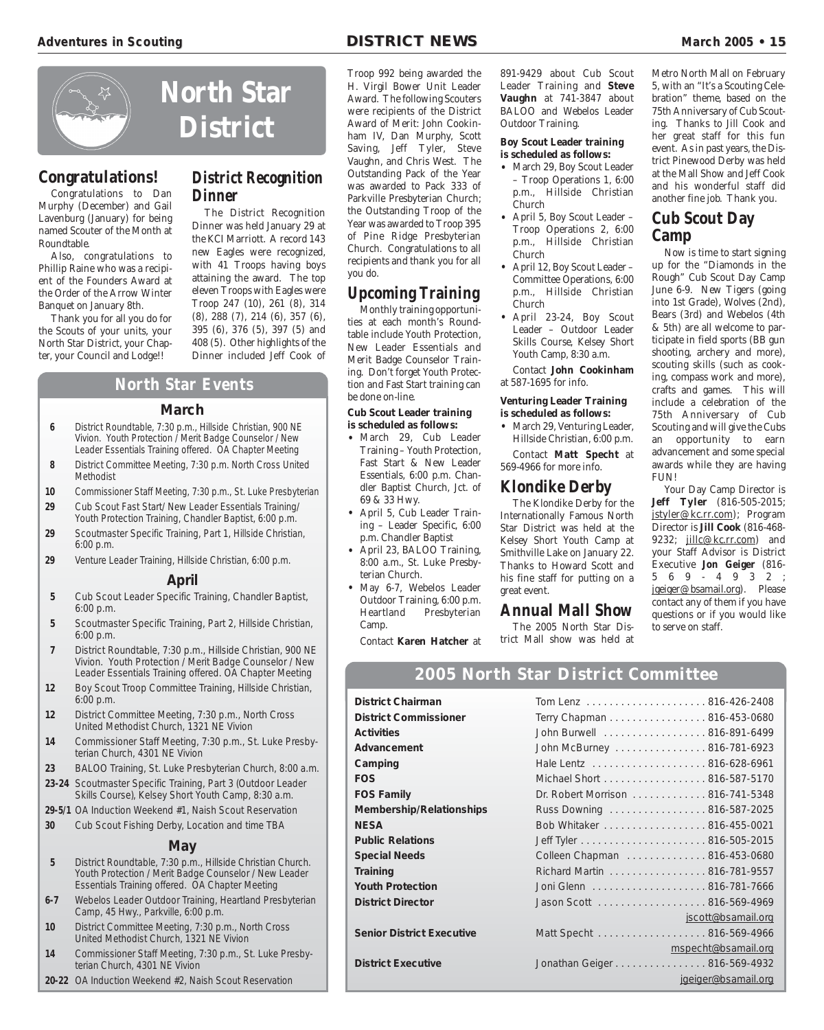# North Star District

## Congratulations!

Congratulations to Dan Murphy (December) and Gail Lavenburg (January) for being named Scouter of the Month at Roundtable.

Also, congratulations to Phillip Raine who was a recipient of the Founders Award at the Order of the Arrow Winter Banquet on January 8th.

Thank you for all you do for the Scouts of your units, your North Star District, your Chapter, your Council and Lodge!!

## District Recognition Dinner

The District Recognition Dinner was held January 29 at the KCI Marriott. A record 143 new Eagles were recognized, with 41 Troops having boys attaining the award. The top eleven Troops with Eagles were Troop 247 (10), 261 (8), 314 (8), 288 (7), 214 (6), 357 (6), 395 (6), 376 (5), 397 (5) and 408 (5). Other highlights of the Dinner included Jeff Cook of Troop 992 being awarded the H. Virgil Bower Unit Leader Award. The following Scouters were recipients of the District Award of Merit: John Cookinham IV, Dan Murphy, Scott Saving, Jeff Tyler, Steve Vaughn, and Chris West. The Outstanding Pack of the Year was awarded to Pack 333 of Parkville Presbyterian Church; the Outstanding Troop of the Year was awarded to Troop 395 of Pine Ridge Presbyterian Church. Congratulations to all recipients and thank you for all you do.

## North Star Events

### March

| | |
|---|---|
| **6** | District Roundtable, 7:30 p.m., Hillside Christian, 900 NE Vivion. Youth Protection / Merit Badge Counselor / New Leader Essentials Training offered. OA Chapter Meeting |
| **8** | District Committee Meeting, 7:30 p.m. North Cross United Methodist |
| **10** | Commissioner Staff Meeting, 7:30 p.m., St. Luke Presbyterian |
| **29** | Cub Scout Fast Start/ New Leader Essentials Training/ Youth Protection Training, Chandler Baptist, 6:00 p.m. |
| **29** | Scoutmaster Specific Training, Part 1, Hillside Christian, 6:00 p.m. |
| **29** | Venture Leader Training, Hillside Christian, 6:00 p.m. |

### April

| | |
|---|---|
| **5** | Cub Scout Leader Specific Training, Chandler Baptist, 6:00 p.m. |
| **5** | Scoutmaster Specific Training, Part 2, Hillside Christian, 6:00 p.m. |
| **7** | District Roundtable, 7:30 p.m., Hillside Christian, 900 NE Vivion. Youth Protection / Merit Badge Counselor / New Leader Essentials Training offered. OA Chapter Meeting |
| **12** | Boy Scout Troop Committee Training, Hillside Christian, 6:00 p.m. |
| **12** | District Committee Meeting, 7:30 p.m., North Cross United Methodist Church, 1321 NE Vivion |
| **14** | Commissioner Staff Meeting, 7:30 p.m., St. Luke Presbyterian Church, 4301 NE Vivion |
| **23** | BALOO Training, St. Luke Presbyterian Church, 8:00 a.m. |
| **23-24** | Scoutmaster Specific Training, Part 3 (Outdoor Leader Skills Course), Kelsey Short Youth Camp, 8:30 a.m. |
| **29-5/1** | OA Induction Weekend #1, Naish Scout Reservation |
| **30** | Cub Scout Fishing Derby, Location and time TBA |

### May

| | |
|---|---|
| **5** | District Roundtable, 7:30 p.m., Hillside Christian Church. Youth Protection / Merit Badge Counselor / New Leader Essentials Training offered. OA Chapter Meeting |
| **6-7** | Webelos Leader Outdoor Training, Heartland Presbyterian Camp, 45 Hwy., Parkville, 6:00 p.m. |
| **10** | District Committee Meeting, 7:30 p.m., North Cross United Methodist Church, 1321 NE Vivion |
| **14** | Commissioner Staff Meeting, 7:30 p.m., St. Luke Presbyterian Church, 4301 NE Vivion |
| **20-22** | OA Induction Weekend #2, Naish Scout Reservation |

## Upcoming Training

Monthly training opportunities at each month's Roundtable include Youth Protection, New Leader Essentials and Merit Badge Counselor Training. Don't forget Youth Protection and Fast Start training can be done on-line.

**Cub Scout Leader training is scheduled as follows:**

- March 29, Cub Leader Training – Youth Protection, Fast Start & New Leader Essentials, 6:00 p.m. Chandler Baptist Church, Jct. of 69 & 33 Hwy.
- April 5, Cub Leader Training – Leader Specific, 6:00 p.m. Chandler Baptist
- April 23, BALOO Training, 8:00 a.m., St. Luke Presbyterian Church.
- May 6-7, Webelos Leader Outdoor Training, 6:00 p.m. Heartland Presbyterian Camp.

Contact **Karen Hatcher** at 891-9429 about Cub Scout Leader Training and **Steve Vaughn** at 741-3847 about BALOO and Webelos Leader Outdoor Training.

**Boy Scout Leader training is scheduled as follows:**

- March 29, Boy Scout Leader – Troop Operations 1, 6:00 p.m., Hillside Christian Church
- April 5, Boy Scout Leader – Troop Operations 2, 6:00 p.m., Hillside Christian Church
- April 12, Boy Scout Leader – Committee Operations, 6:00 p.m., Hillside Christian Church
- April 23-24, Boy Scout Leader – Outdoor Leader Skills Course, Kelsey Short Youth Camp, 8:30 a.m.

Contact **John Cookinham** at 587-1695 for info.

**Venturing Leader Training is scheduled as follows:**

- March 29, Venturing Leader, Hillside Christian, 6:00 p.m.

Contact **Matt Specht** at 569-4966 for more info.

## Klondike Derby

The Klondike Derby for the Internationally Famous North Star District was held at the Kelsey Short Youth Camp at Smithville Lake on January 22. Thanks to Howard Scott and his fine staff for putting on a great event.

## Annual Mall Show

The 2005 North Star District Mall show was held at Metro North Mall on February 5, with an "It's a Scouting Celebration" theme, based on the 75th Anniversary of Cub Scouting. Thanks to Jill Cook and her great staff for this fun event. As in past years, the District Pinewood Derby was held at the Mall Show and Jeff Cook and his wonderful staff did another fine job. Thank you.

## Cub Scout Day Camp

Now is time to start signing up for the "Diamonds in the Rough" Cub Scout Day Camp June 6-9. New Tigers (going into 1st Grade), Wolves (2nd), Bears (3rd) and Webelos (4th & 5th) are all welcome to participate in field sports (BB gun shooting, archery and more), scouting skills (such as cooking, compass work and more), crafts and games. This will include a celebration of the 75th Anniversary of Cub Scouting and will give the Cubs an opportunity to earn advancement and some special awards while they are having FUN!

Your Day Camp Director is **Jeff Tyler** (816-505-2015; jstyler@kc.rr.com); Program Director is **Jill Cook** (816-468-9232; jillc@kc.rr.com) and your Staff Advisor is District Executive **Jon Geiger** (816-569-4932; jgeiger@bsamail.org). Please contact any of them if you have questions or if you would like to serve on staff.

## 2005 North Star District Committee

| Position | Name / Contact |
|---|---|
| **District Chairman** | Tom Lenz . . . 816-426-2408 |
| **District Commissioner** | Terry Chapman . . . 816-453-0680 |
| **Activities** | John Burwell . . . 816-891-6499 |
| **Advancement** | John McBurney . . . 816-781-6923 |
| **Camping** | Hale Lentz . . . 816-628-6961 |
| **FOS** | Michael Short . . . 816-587-5170 |
| **FOS Family** | Dr. Robert Morrison . . . 816-741-5348 |
| **Membership/Relationships** | Russ Downing . . . 816-587-2025 |
| **NESA** | Bob Whitaker . . . 816-455-0021 |
| **Public Relations** | Jeff Tyler . . . 816-505-2015 |
| **Special Needs** | Colleen Chapman . . . 816-453-0680 |
| **Training** | Richard Martin . . . 816-781-9557 |
| **Youth Protection** | Joni Glenn . . . 816-781-7666 |
| **District Director** | Jason Scott . . . 816-569-4969 jscott@bsamail.org |
| **Senior District Executive** | Matt Specht . . . 816-569-4966 mspecht@bsamail.org |
| **District Executive** | Jonathan Geiger . . . 816-569-4932 jgeiger@bsamail.org |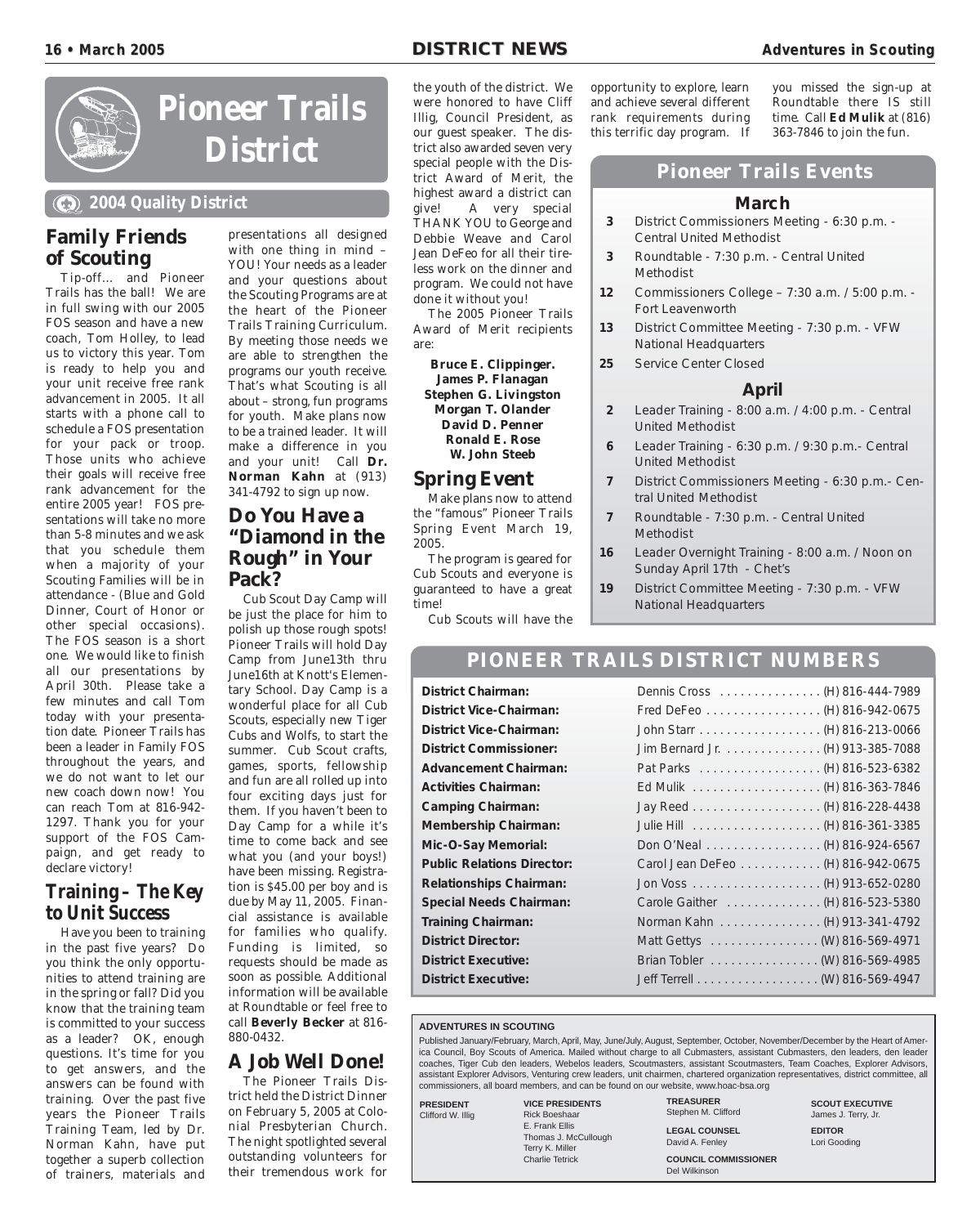# Pioneer Trails District

**2004 Quality District**

## Family Friends of Scouting

Tip-off… and Pioneer Trails has the ball! We are in full swing with our 2005 FOS season and have a new coach, Tom Holley, to lead us to victory this year. Tom is ready to help you and your unit receive free rank advancement in 2005. It all starts with a phone call to schedule a FOS presentation for your pack or troop. Those units who achieve their goals will receive free rank advancement for the entire 2005 year! FOS presentations will take no more than 5-8 minutes and we ask that you schedule them when a majority of your Scouting Families will be in attendance - (Blue and Gold Dinner, Court of Honor or other special occasions). The FOS season is a short one. We would like to finish all our presentations by April 30th. Please take a few minutes and call Tom today with your presentation date. Pioneer Trails has been a leader in Family FOS throughout the years, and we do not want to let our new coach down now! You can reach Tom at 816-942-1297. Thank you for your support of the FOS Campaign, and get ready to declare victory!

## Training – The Key to Unit Success

Have you been to training in the past five years? Do you think the only opportunities to attend training are in the spring or fall? Did you know that the training team is committed to your success as a leader? OK, enough questions. It's time for you to get answers, and the answers can be found with training. Over the past five years the Pioneer Trails Training Team, led by Dr. Norman Kahn, have put together a superb collection of trainers, materials and presentations all designed with one thing in mind – YOU! Your needs as a leader and your questions about the Scouting Programs are at the heart of the Pioneer Trails Training Curriculum. By meeting those needs we are able to strengthen the programs our youth receive. That's what Scouting is all about – strong, fun programs for youth. Make plans now to be a trained leader. It will make a difference in you and your unit! Call **Dr. Norman Kahn** at (913) 341-4792 to sign up now.

## Do You Have a "Diamond in the Rough" in Your Pack?

Cub Scout Day Camp will be just the place for him to polish up those rough spots! Pioneer Trails will hold Day Camp from June13th thru June16th at Knott's Elementary School. Day Camp is a wonderful place for all Cub Scouts, especially new Tiger Cubs and Wolfs, to start the summer. Cub Scout crafts, games, sports, fellowship and fun are all rolled up into four exciting days just for them. If you haven't been to Day Camp for a while it's time to come back and see what you (and your boys!) have been missing. Registration is $45.00 per boy and is due by May 11, 2005. Financial assistance is available for families who qualify. Funding is limited, so requests should be made as soon as possible. Additional information will be available at Roundtable or feel free to call **Beverly Becker** at 816-880-0432.

## A Job Well Done!

The Pioneer Trails District held the District Dinner on February 5, 2005 at Colonial Presbyterian Church. The night spotlighted several outstanding volunteers for their tremendous work for the youth of the district. We were honored to have Cliff Illig, Council President, as our guest speaker. The district also awarded seven very special people with the District Award of Merit, the highest award a district can give! A very special THANK YOU to George and Debbie Weave and Carol Jean DeFeo for all their tireless work on the dinner and program. We could not have done it without you!

The 2005 Pioneer Trails Award of Merit recipients are:

**Bruce E. Clippinger.**
**James P. Flanagan**
**Stephen G. Livingston**
**Morgan T. Olander**
**David D. Penner**
**Ronald E. Rose**
**W. John Steeb**

## Spring Event

Make plans now to attend the "famous" Pioneer Trails Spring Event March 19, 2005.

The program is geared for Cub Scouts and everyone is guaranteed to have a great time!

Cub Scouts will have the opportunity to explore, learn and achieve several different rank requirements during this terrific day program. If you missed the sign-up at Roundtable there IS still time. Call **Ed Mulik** at (816) 363-7846 to join the fun.

## Pioneer Trails Events

### March

- **3** District Commissioners Meeting - 6:30 p.m. - Central United Methodist
- **3** Roundtable - 7:30 p.m. - Central United Methodist
- **12** Commissioners College – 7:30 a.m. / 5:00 p.m. - Fort Leavenworth
- **13** District Committee Meeting - 7:30 p.m. - VFW National Headquarters
- **25** Service Center Closed

### April

- **2** Leader Training - 8:00 a.m. / 4:00 p.m. - Central United Methodist
- **6** Leader Training - 6:30 p.m. / 9:30 p.m.- Central United Methodist
- **7** District Commissioners Meeting - 6:30 p.m.- Central United Methodist
- **7** Roundtable - 7:30 p.m. - Central United Methodist
- **16** Leader Overnight Training - 8:00 a.m. / Noon on Sunday April 17th - Chet's
- **19** District Committee Meeting - 7:30 p.m. - VFW National Headquarters

## PIONEER TRAILS DISTRICT NUMBERS

| | | |
|---|---|---|
| **District Chairman:** | Dennis Cross | (H) 816-444-7989 |
| **District Vice-Chairman:** | Fred DeFeo | (H) 816-942-0675 |
| **District Vice-Chairman:** | John Starr | (H) 816-213-0066 |
| **District Commissioner:** | Jim Bernard Jr. | (H) 913-385-7088 |
| **Advancement Chairman:** | Pat Parks | (H) 816-523-6382 |
| **Activities Chairman:** | Ed Mulik | (H) 816-363-7846 |
| **Camping Chairman:** | Jay Reed | (H) 816-228-4438 |
| **Membership Chairman:** | Julie Hill | (H) 816-361-3385 |
| **Mic-O-Say Memorial:** | Don O'Neal | (H) 816-924-6567 |
| **Public Relations Director:** | Carol Jean DeFeo | (H) 816-942-0675 |
| **Relationships Chairman:** | Jon Voss | (H) 913-652-0280 |
| **Special Needs Chairman:** | Carole Gaither | (H) 816-523-5380 |
| **Training Chairman:** | Norman Kahn | (H) 913-341-4792 |
| **District Director:** | Matt Gettys | (W) 816-569-4971 |
| **District Executive:** | Brian Tobler | (W) 816-569-4985 |
| **District Executive:** | Jeff Terrell | (W) 816-569-4947 |

**ADVENTURES IN SCOUTING**

Published January/February, March, April, May, June/July, August, September, October, November/December by the Heart of America Council, Boy Scouts of America. Mailed without charge to all Cubmasters, assistant Cubmasters, den leaders, den leader coaches, Tiger Cub den leaders, Webelos leaders, Scoutmasters, assistant Scoutmasters, Team Coaches, Explorer Advisors, assistant Explorer Advisors, Venturing crew leaders, unit chairmen, chartered organization representatives, district committee, all commissioners, all board members, and can be found on our website, www.hoac-bsa.org

**PRESIDENT**
Clifford W. Illig

**VICE PRESIDENTS**
Rick Boeshaar
E. Frank Ellis
Thomas J. McCullough
Terry K. Miller
Charlie Tetrick

**TREASURER**
Stephen M. Clifford

**LEGAL COUNSEL**
David A. Fenley

**COUNCIL COMMISSIONER**
Del Wilkinson

**SCOUT EXECUTIVE**
James J. Terry, Jr.

**EDITOR**
Lori Gooding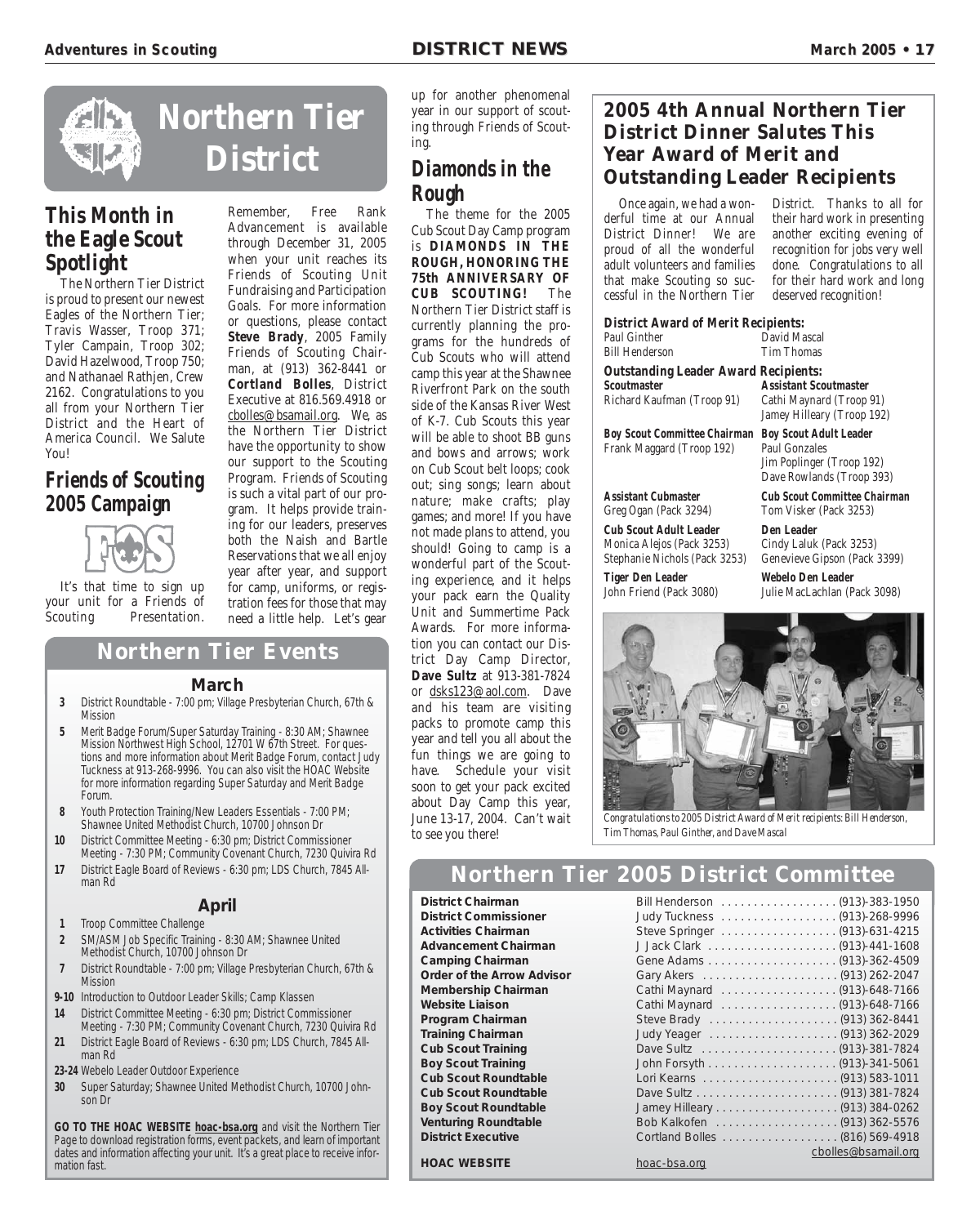# Northern Tier District

## This Month in the Eagle Scout Spotlight

The Northern Tier District is proud to present our newest Eagles of the Northern Tier; Travis Wasser, Troop 371; Tyler Campain, Troop 302; David Hazelwood, Troop 750; and Nathanael Rathjen, Crew 2162. Congratulations to you all from your Northern Tier District and the Heart of America Council. We Salute You!

## Friends of Scouting 2005 Campaign

It's that time to sign up your unit for a Friends of Scouting Presentation. Remember, Free Rank Advancement is available through December 31, 2005 when your unit reaches its Friends of Scouting Unit Fundraising and Participation Goals. For more information or questions, please contact **Steve Brady**, 2005 Family Friends of Scouting Chairman, at (913) 362-8441 or **Cortland Bolles**, District Executive at 816.569.4918 or cbolles@bsamail.org. We, as the Northern Tier District have the opportunity to show our support to the Scouting Program. Friends of Scouting is such a vital part of our program. It helps provide training for our leaders, preserves both the Naish and Bartle Reservations that we all enjoy year after year, and support for camp, uniforms, or registration fees for those that may need a little help. Let's gear up for another phenomenal year in our support of scouting through Friends of Scouting.

## Diamonds in the Rough

The theme for the 2005 Cub Scout Day Camp program is **DIAMONDS IN THE ROUGH, HONORING THE 75th ANNIVERSARY OF CUB SCOUTING!** The Northern Tier District staff is currently planning the programs for the hundreds of Cub Scouts who will attend camp this year at the Shawnee Riverfront Park on the south side of the Kansas River West of K-7. Cub Scouts this year will be able to shoot BB guns and bows and arrows; work on Cub Scout belt loops; cook out; sing songs; learn about nature; make crafts; play games; and more! If you have not made plans to attend, you should! Going to camp is a wonderful part of the Scouting experience, and it helps your pack earn the Quality Unit and Summertime Pack Awards. For more information you can contact our District Day Camp Director, **Dave Sultz** at 913-381-7824 or dsks123@aol.com. Dave and his team are visiting packs to promote camp this year and tell you all about the fun things we are going to have. Schedule your visit soon to get your pack excited about Day Camp this year, June 13-17, 2004. Can't wait to see you there!

## Northern Tier Events

### March

- **3** District Roundtable - 7:00 pm; Village Presbyterian Church, 67th & Mission
- **5** Merit Badge Forum/Super Saturday Training - 8:30 AM; Shawnee Mission Northwest High School, 12701 W 67th Street. For questions and more information about Merit Badge Forum, contact Judy Tuckness at 913-268-9996. You can also visit the HOAC Website for more information regarding Super Saturday and Merit Badge Forum.
- **8** Youth Protection Training/New Leaders Essentials - 7:00 PM; Shawnee United Methodist Church, 10700 Johnson Dr
- **10** District Committee Meeting - 6:30 pm; District Commissioner Meeting - 7:30 PM; Community Covenant Church, 7230 Quivira Rd
- **17** District Eagle Board of Reviews - 6:30 pm; LDS Church, 7845 Allman Rd

### April

- **1** Troop Committee Challenge
- **2** SM/ASM Job Specific Training - 8:30 AM; Shawnee United Methodist Church, 10700 Johnson Dr
- **7** District Roundtable - 7:00 pm; Village Presbyterian Church, 67th & Mission
- **9-10** Introduction to Outdoor Leader Skills; Camp Klassen
- **14** District Committee Meeting - 6:30 pm; District Commissioner Meeting - 7:30 PM; Community Covenant Church, 7230 Quivira Rd
- **21** District Eagle Board of Reviews - 6:30 pm; LDS Church, 7845 Allman Rd
- **23-24** Webelo Leader Outdoor Experience
- **30** Super Saturday; Shawnee United Methodist Church, 10700 Johnson Dr

**GO TO THE HOAC WEBSITE hoac-bsa.org** and visit the Northern Tier Page to download registration forms, event packets, and learn of important dates and information affecting your unit. It's a great place to receive information fast.

## 2005 4th Annual Northern Tier District Dinner Salutes This Year Award of Merit and Outstanding Leader Recipients

Once again, we had a wonderful time at our Annual District Dinner! We are proud of all the wonderful adult volunteers and families that make Scouting so successful in the Northern Tier District. Thanks to all for their hard work in presenting another exciting evening of recognition for jobs very well done. Congratulations to all for their hard work and long deserved recognition!

**District Award of Merit Recipients:**

Paul Ginther
Bill Henderson
David Mascal
Tim Thomas

**Outstanding Leader Award Recipients:**

**Scoutmaster**
Richard Kaufman (Troop 91)

**Assistant Scoutmaster**
Cathi Maynard (Troop 91)
Jamey Hilleary (Troop 192)

**Boy Scout Committee Chairman**
Frank Maggard (Troop 192)

**Boy Scout Adult Leader**
Paul Gonzales
Jim Poplinger (Troop 192)
Dave Rowlands (Troop 393)

**Assistant Cubmaster**
Greg Ogan (Pack 3294)

**Cub Scout Committee Chairman**
Tom Visker (Pack 3253)

**Cub Scout Adult Leader**
Monica Alejos (Pack 3253)
Stephanie Nichols (Pack 3253)

**Den Leader**
Cindy Laluk (Pack 3253)
Genevieve Gipson (Pack 3399)

**Tiger Den Leader**
John Friend (Pack 3080)

**Webelo Den Leader**
Julie MacLachlan (Pack 3098)

*Congratulations to 2005 District Award of Merit recipients: Bill Henderson, Tim Thomas, Paul Ginther, and Dave Mascal*

## Northern Tier 2005 District Committee

| Position | Name | Phone |
|---|---|---|
| **District Chairman** | Bill Henderson | (913)-383-1950 |
| **District Commissioner** | Judy Tuckness | (913)-268-9996 |
| **Activities Chairman** | Steve Springer | (913)-631-4215 |
| **Advancement Chairman** | J Jack Clark | (913)-441-1608 |
| **Camping Chairman** | Gene Adams | (913)-362-4509 |
| **Order of the Arrow Advisor** | Gary Akers | (913) 262-2047 |
| **Membership Chairman** | Cathi Maynard | (913)-648-7166 |
| **Website Liaison** | Cathi Maynard | (913)-648-7166 |
| **Program Chairman** | Steve Brady | (913) 362-8441 |
| **Training Chairman** | Judy Yeager | (913) 362-2029 |
| **Cub Scout Training** | Dave Sultz | (913)-381-7824 |
| **Boy Scout Training** | John Forsyth | (913)-341-5061 |
| **Cub Scout Roundtable** | Lori Kearns | (913) 583-1011 |
| **Cub Scout Roundtable** | Dave Sultz | (913) 381-7824 |
| **Boy Scout Roundtable** | Jamey Hilleary | (913) 384-0262 |
| **Venturing Roundtable** | Bob Kalkofen | (913) 362-5576 |
| **District Executive** | Cortland Bolles | (816) 569-4918 cbolles@bsamail.org |
| **HOAC WEBSITE** | hoac-bsa.org | |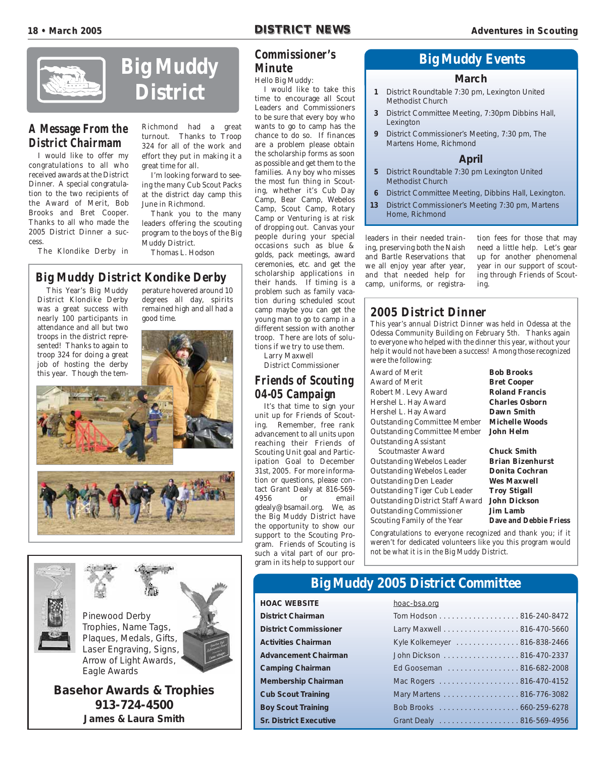# Big Muddy District

## A Message From the District Chairmam

I would like to offer my congratulations to all who received awards at the District Dinner. A special congratulation to the two recipients of the Award of Merit, Bob Brooks and Bret Cooper. Thanks to all who made the 2005 District Dinner a success.

The Klondike Derby in Richmond had a great turnout. Thanks to Troop 324 for all of the work and effort they put in making it a great time for all.

I'm looking forward to seeing the many Cub Scout Packs at the district day camp this June in Richmond.

Thank you to the many leaders offering the scouting program to the boys of the Big Muddy District.

Thomas L. Hodson

## Big Muddy District Kondike Derby

This Year's Big Muddy District Klondike Derby was a great success with nearly 100 participants in attendance and all but two troops in the district represented! Thanks to again to troop 324 for doing a great job of hosting the derby this year. Though the temperature hovered around 10 degrees all day, spirits remained high and all had a good time.

Pinewood Derby Trophies, Name Tags, Plaques, Medals, Gifts, Laser Engraving, Signs, Arrow of Light Awards, Eagle Awards

**Basehor Awards & Trophies**
**913-724-4500**
**James & Laura Smith**

## Commissioner's Minute

Hello Big Muddy:

I would like to take this time to encourage all Scout Leaders and Commissioners to be sure that every boy who wants to go to camp has the chance to do so. If finances are a problem please obtain the scholarship forms as soon as possible and get them to the families. Any boy who misses the most fun thing in Scouting, whether it's Cub Day Camp, Bear Camp, Webelos Camp, Scout Camp, Rotary Camp or Venturing is at risk of dropping out. Canvas your people during your special occasions such as blue & golds, pack meetings, award ceremonies, etc. and get the scholarship applications in their hands. If timing is a problem such as family vacation during scheduled scout camp maybe you can get the young man to go to camp in a different session with another troop. There are lots of solutions if we try to use them.

Larry Maxwell
District Commissioner

## Friends of Scouting 04-05 Campaign

It's that time to sign your unit up for Friends of Scouting. Remember, free rank advancement to all units upon reaching their Friends of Scouting Unit goal and Participation Goal to December 31st, 2005. For more information or questions, please contact Grant Dealy at 816-569-4956 or email gdealy@bsamail.org. We, as the Big Muddy District have the opportunity to show our support to the Scouting Program. Friends of Scouting is such a vital part of our program in its help to support our leaders in their needed training, preserving both the Naish and Bartle Reservations that we all enjoy year after year, and that needed help for camp, uniforms, or registration fees for those that may need a little help. Let's gear up for another phenomenal year in our support of scouting through Friends of Scouting.

## Big Muddy Events

### March

- **1** District Roundtable 7:30 pm, Lexington United Methodist Church
- **3** District Committee Meeting, 7:30pm Dibbins Hall, Lexington
- **9** District Commissioner's Meeting, 7:30 pm, The Martens Home, Richmond

### April

- **5** District Roundtable 7:30 pm Lexington United Methodist Church
- **6** District Committee Meeting, Dibbins Hall, Lexington.
- **13** District Commissioner's Meeting 7:30 pm, Martens Home, Richmond

## 2005 District Dinner

This year's annual District Dinner was held in Odessa at the Odessa Community Building on February 5th. Thanks again to everyone who helped with the dinner this year, without your help it would not have been a success! Among those recognized were the following:

| Award | Recipient |
|---|---|
| Award of Merit | **Bob Brooks** |
| Award of Merit | **Bret Cooper** |
| Robert M. Levy Award | **Roland Francis** |
| Hershel L. Hay Award | **Charles Osborn** |
| Hershel L. Hay Award | **Dawn Smith** |
| Outstanding Committee Member | **Michelle Woods** |
| Outstanding Committee Member | **John Helm** |
| Outstanding Assistant Scoutmaster Award | **Chuck Smith** |
| Outstanding Webelos Leader | **Brian Bizenhurst** |
| Outstanding Webelos Leader | **Donita Cochran** |
| Outstanding Den Leader | **Wes Maxwell** |
| Outstanding Tiger Cub Leader | **Troy Stigall** |
| Outstanding District Staff Award | **John Dickson** |
| Outstanding Commissioner | **Jim Lamb** |
| Scouting Family of the Year | **Dave and Debbie Friess** |

Congratulations to everyone recognized and thank you; if it weren't for dedicated volunteers like you this program would not be what it is in the Big Muddy District.

## Big Muddy 2005 District Committee

| Position | Contact |
|---|---|
| **HOAC WEBSITE** | hoac-bsa.org |
| **District Chairman** | Tom Hodson . . . 816-240-8472 |
| **District Commissioner** | Larry Maxwell . . . 816-470-5660 |
| **Activities Chairman** | Kyle Kolkemeyer . . . 816-838-2466 |
| **Advancement Chairman** | John Dickson . . . 816-470-2337 |
| **Camping Chairman** | Ed Gooseman . . . 816-682-2008 |
| **Membership Chairman** | Mac Rogers . . . 816-470-4152 |
| **Cub Scout Training** | Mary Martens . . . 816-776-3082 |
| **Boy Scout Training** | Bob Brooks . . . 660-259-6278 |
| **Sr. District Executive** | Grant Dealy . . . 816-569-4956 |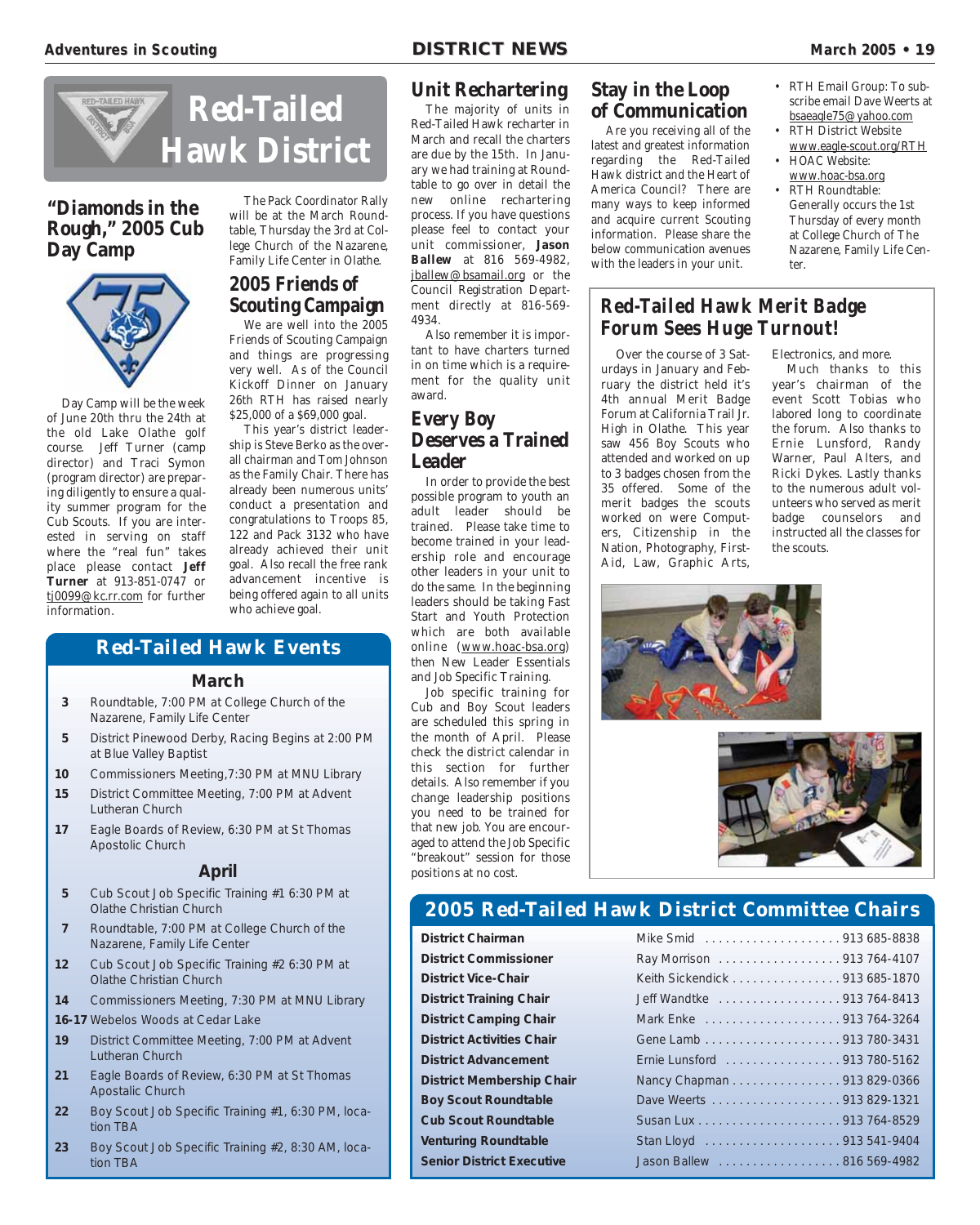# Red-Tailed Hawk District

## "Diamonds in the Rough," 2005 Cub Day Camp

Day Camp will be the week of June 20th thru the 24th at the old Lake Olathe golf course. Jeff Turner (camp director) and Traci Symon (program director) are preparing diligently to ensure a quality summer program for the Cub Scouts. If you are interested in serving on staff where the "real fun" takes place please contact **Jeff Turner** at 913-851-0747 or tj0099@kc.rr.com for further information.

The Pack Coordinator Rally will be at the March Roundtable, Thursday the 3rd at College Church of the Nazarene, Family Life Center in Olathe.

## 2005 Friends of Scouting Campaign

We are well into the 2005 Friends of Scouting Campaign and things are progressing very well. As of the Council Kickoff Dinner on January 26th RTH has raised nearly $25,000 of a $69,000 goal.

This year's district leadership is Steve Berko as the overall chairman and Tom Johnson as the Family Chair. There has already been numerous units' conduct a presentation and congratulations to Troops 85, 122 and Pack 3132 who have already achieved their unit goal. Also recall the free rank advancement incentive is being offered again to all units who achieve goal.

## Red-Tailed Hawk Events

### March

- **3** Roundtable, 7:00 PM at College Church of the Nazarene, Family Life Center
- **5** District Pinewood Derby, Racing Begins at 2:00 PM at Blue Valley Baptist
- **10** Commissioners Meeting,7:30 PM at MNU Library
- **15** District Committee Meeting, 7:00 PM at Advent Lutheran Church
- **17** Eagle Boards of Review, 6:30 PM at St Thomas Apostolic Church

### April

- **5** Cub Scout Job Specific Training #1 6:30 PM at Olathe Christian Church
- **7** Roundtable, 7:00 PM at College Church of the Nazarene, Family Life Center
- **12** Cub Scout Job Specific Training #2 6:30 PM at Olathe Christian Church
- **14** Commissioners Meeting, 7:30 PM at MNU Library
- **16-17** Webelos Woods at Cedar Lake
- **19** District Committee Meeting, 7:00 PM at Advent Lutheran Church
- **21** Eagle Boards of Review, 6:30 PM at St Thomas Apostolic Church
- **22** Boy Scout Job Specific Training #1, 6:30 PM, location TBA
- **23** Boy Scout Job Specific Training #2, 8:30 AM, location TBA

## Unit Rechartering

The majority of units in Red-Tailed Hawk recharter in March and recall the charters are due by the 15th. In January we had training at Roundtable to go over in detail the new online rechartering process. If you have questions please feel to contact your unit commissioner, **Jason Ballew** at 816 569-4982, jballew@bsamail.org or the Council Registration Department directly at 816-569-4934.

Also remember it is important to have charters turned in on time which is a requirement for the quality unit award.

## Every Boy Deserves a Trained Leader

In order to provide the best possible program to youth an adult leader should be trained. Please take time to become trained in your leadership role and encourage other leaders in your unit to do the same. In the beginning leaders should be taking Fast Start and Youth Protection which are both available online (www.hoac-bsa.org) then New Leader Essentials and Job Specific Training.

Job specific training for Cub and Boy Scout leaders are scheduled this spring in the month of April. Please check the district calendar in this section for further details. Also remember if you change leadership positions you need to be trained for that new job. You are encouraged to attend the Job Specific "breakout" session for those positions at no cost.

## Stay in the Loop of Communication

Are you receiving all of the latest and greatest information regarding the Red-Tailed Hawk district and the Heart of America Council? There are many ways to keep informed and acquire current Scouting information. Please share the below communication avenues with the leaders in your unit.

- RTH Email Group: To subscribe email Dave Weerts at bsaeagle75@yahoo.com
- RTH District Website www.eagle-scout.org/RTH
- HOAC Website: www.hoac-bsa.org
- RTH Roundtable: Generally occurs the 1st Thursday of every month at College Church of The Nazarene, Family Life Center.

## Red-Tailed Hawk Merit Badge Forum Sees Huge Turnout!

Over the course of 3 Saturdays in January and February the district held it's 4th annual Merit Badge Forum at California Trail Jr. High in Olathe. This year saw 456 Boy Scouts who attended and worked on up to 3 badges chosen from the 35 offered. Some of the merit badges the scouts worked on were Computers, Citizenship in the Nation, Photography, First-Aid, Law, Graphic Arts, Electronics, and more.

Much thanks to this year's chairman of the event Scott Tobias who labored long to coordinate the forum. Also thanks to Ernie Lunsford, Randy Warner, Paul Alters, and Ricki Dykes. Lastly thanks to the numerous adult volunteers who served as merit badge counselors and instructed all the classes for the scouts.

## 2005 Red-Tailed Hawk District Committee Chairs

| Position | Name | Phone |
|---|---|---|
| **District Chairman** | Mike Smid | 913 685-8838 |
| **District Commissioner** | Ray Morrison | 913 764-4107 |
| **District Vice-Chair** | Keith Sickendick | 913 685-1870 |
| **District Training Chair** | Jeff Wandtke | 913 764-8413 |
| **District Camping Chair** | Mark Enke | 913 764-3264 |
| **District Activities Chair** | Gene Lamb | 913 780-3431 |
| **District Advancement** | Ernie Lunsford | 913 780-5162 |
| **District Membership Chair** | Nancy Chapman | 913 829-0366 |
| **Boy Scout Roundtable** | Dave Weerts | 913 829-1321 |
| **Cub Scout Roundtable** | Susan Lux | 913 764-8529 |
| **Venturing Roundtable** | Stan Lloyd | 913 541-9404 |
| **Senior District Executive** | Jason Ballew | 816 569-4982 |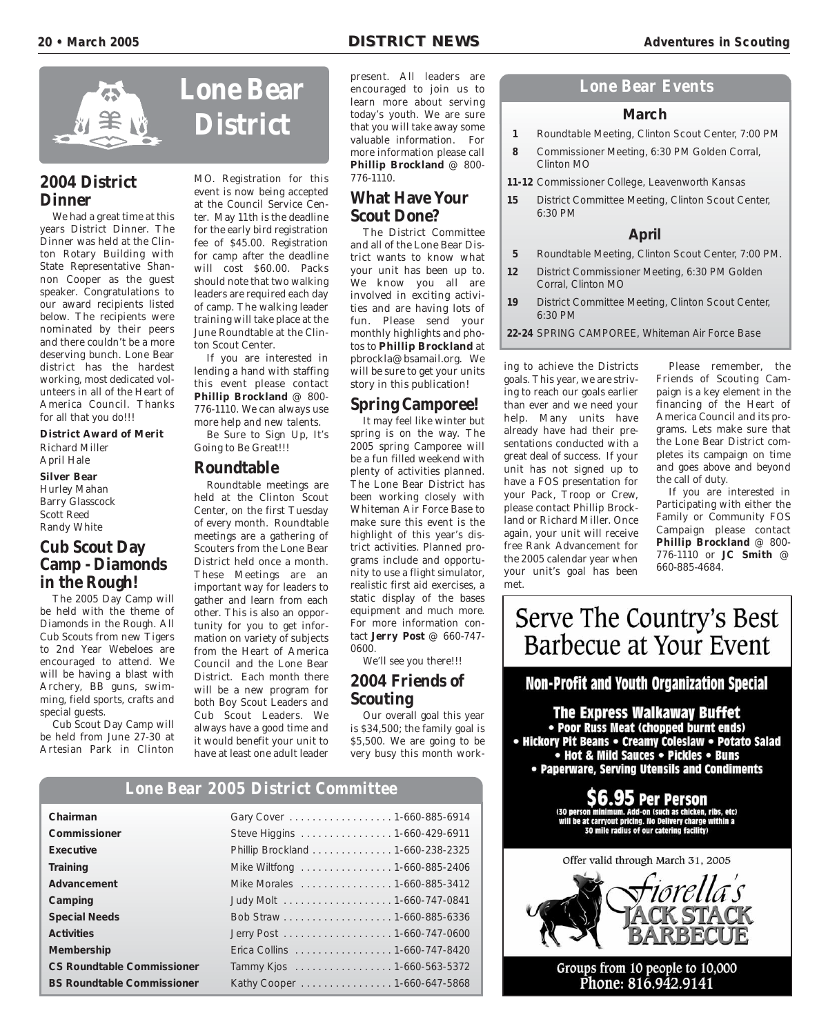# Lone Bear District

## 2004 District Dinner

We had a great time at this years District Dinner. The Dinner was held at the Clinton Rotary Building with State Representative Shannon Cooper as the guest speaker. Congratulations to our award recipients listed below. The recipients were nominated by their peers and there couldn't be a more deserving bunch. Lone Bear district has the hardest working, most dedicated volunteers in all of the Heart of America Council. Thanks for all that you do!!!

**District Award of Merit**
Richard Miller
April Hale

**Silver Bear**
Hurley Mahan
Barry Glasscock
Scott Reed
Randy White

## Cub Scout Day Camp - Diamonds in the Rough!

The 2005 Day Camp will be held with the theme of Diamonds in the Rough. All Cub Scouts from new Tigers to 2nd Year Webeloes are encouraged to attend. We will be having a blast with Archery, BB guns, swimming, field sports, crafts and special guests.

Cub Scout Day Camp will be held from June 27-30 at Artesian Park in Clinton MO. Registration for this event is now being accepted at the Council Service Center. May 11th is the deadline for the early bird registration fee of $45.00. Registration for camp after the deadline will cost $60.00. Packs should note that two walking leaders are required each day of camp. The walking leader training will take place at the June Roundtable at the Clinton Scout Center.

If you are interested in lending a hand with staffing this event please contact **Phillip Brockland** @ 800-776-1110. We can always use more help and new talents.

Be Sure to Sign Up, It's Going to Be Great!!!

## Roundtable

Roundtable meetings are held at the Clinton Scout Center, on the first Tuesday of every month. Roundtable meetings are a gathering of Scouters from the Lone Bear District held once a month. These Meetings are an important way for leaders to gather and learn from each other. This is also an opportunity for you to get information on variety of subjects from the Heart of America Council and the Lone Bear District. Each month there will be a new program for both Boy Scout Leaders and Cub Scout Leaders. We always have a good time and it would benefit your unit to have at least one adult leader present. All leaders are encouraged to join us to learn more about serving today's youth. We are sure that you will take away some valuable information. For more information please call **Phillip Brockland** @ 800-776-1110.

## What Have Your Scout Done?

The District Committee and all of the Lone Bear District wants to know what your unit has been up to. We know you all are involved in exciting activities and are having lots of fun. Please send your monthly highlights and photos to **Phillip Brockland** at pbrockla@bsamail.org. We will be sure to get your units story in this publication!

## Spring Camporee!

It may feel like winter but spring is on the way. The 2005 spring Camporee will be a fun filled weekend with plenty of activities planned. The Lone Bear District has been working closely with Whiteman Air Force Base to make sure this event is the highlight of this year's district activities. Planned programs include and opportunity to use a flight simulator, realistic first aid exercises, a static display of the bases equipment and much more. For more information contact **Jerry Post** @ 660-747-0600.

We'll see you there!!!

## 2004 Friends of Scouting

Our overall goal this year is $34,500; the family goal is $5,500. We are going to be very busy this month working to achieve the Districts goals. This year, we are striving to reach our goals earlier than ever and we need your help. Many units have already have had their presentations conducted with a great deal of success. If your unit has not signed up to have a FOS presentation for your Pack, Troop or Crew, please contact Phillip Brockland or Richard Miller. Once again, your unit will receive free Rank Advancement for the 2005 calendar year when your unit's goal has been met.

Please remember, the Friends of Scouting Campaign is a key element in the financing of the Heart of America Council and its programs. Lets make sure that the Lone Bear District completes its campaign on time and goes above and beyond the call of duty.

If you are interested in Participating with either the Family or Community FOS Campaign please contact **Phillip Brockland** @ 800-776-1110 or **JC Smith** @ 660-885-4684.

## Lone Bear Events

### March

| | |
|---|---|
| **1** | Roundtable Meeting, Clinton Scout Center, 7:00 PM |
| **8** | Commissioner Meeting, 6:30 PM Golden Corral, Clinton MO |
| **11-12** | Commissioner College, Leavenworth Kansas |
| **15** | District Committee Meeting, Clinton Scout Center, 6:30 PM |

### April

| | |
|---|---|
| **5** | Roundtable Meeting, Clinton Scout Center, 7:00 PM. |
| **12** | District Commissioner Meeting, 6:30 PM Golden Corral, Clinton MO |
| **19** | District Committee Meeting, Clinton Scout Center, 6:30 PM |
| **22-24** | SPRING CAMPOREE, Whiteman Air Force Base |

## Lone Bear 2005 District Committee

| | | |
|---|---|---|
| **Chairman** | Gary Cover | 1-660-885-6914 |
| **Commissioner** | Steve Higgins | 1-660-429-6911 |
| **Executive** | Phillip Brockland | 1-660-238-2325 |
| **Training** | Mike Wiltfong | 1-660-885-2406 |
| **Advancement** | Mike Morales | 1-660-885-3412 |
| **Camping** | Judy Molt | 1-660-747-0841 |
| **Special Needs** | Bob Straw | 1-660-885-6336 |
| **Activities** | Jerry Post | 1-660-747-0600 |
| **Membership** | Erica Collins | 1-660-747-8420 |
| **CS Roundtable Commissioner** | Tammy Kjos | 1-660-563-5372 |
| **BS Roundtable Commissioner** | Kathy Cooper | 1-660-647-5868 |

# Serve The Country's Best Barbecue at Your Event

**Non-Profit and Youth Organization Special**

**The Express Walkaway Buffet**

- Poor Russ Meat (chopped burnt ends)
- Hickory Pit Beans • Creamy Coleslaw • Potato Salad
- Hot & Mild Sauces • Pickles • Buns
- Paperware, Serving Utensils and Condiments

**$6.95 Per Person**

(30 person minimum. Add-on (such as chicken, ribs, etc) will be at carryout pricing. No Delivery charge within a 30 mile radius of our catering facility)

Offer valid through March 31, 2005

Fiorella's JACK STACK BARBECUE

Groups from 10 people to 10,000
Phone: 816.942.9141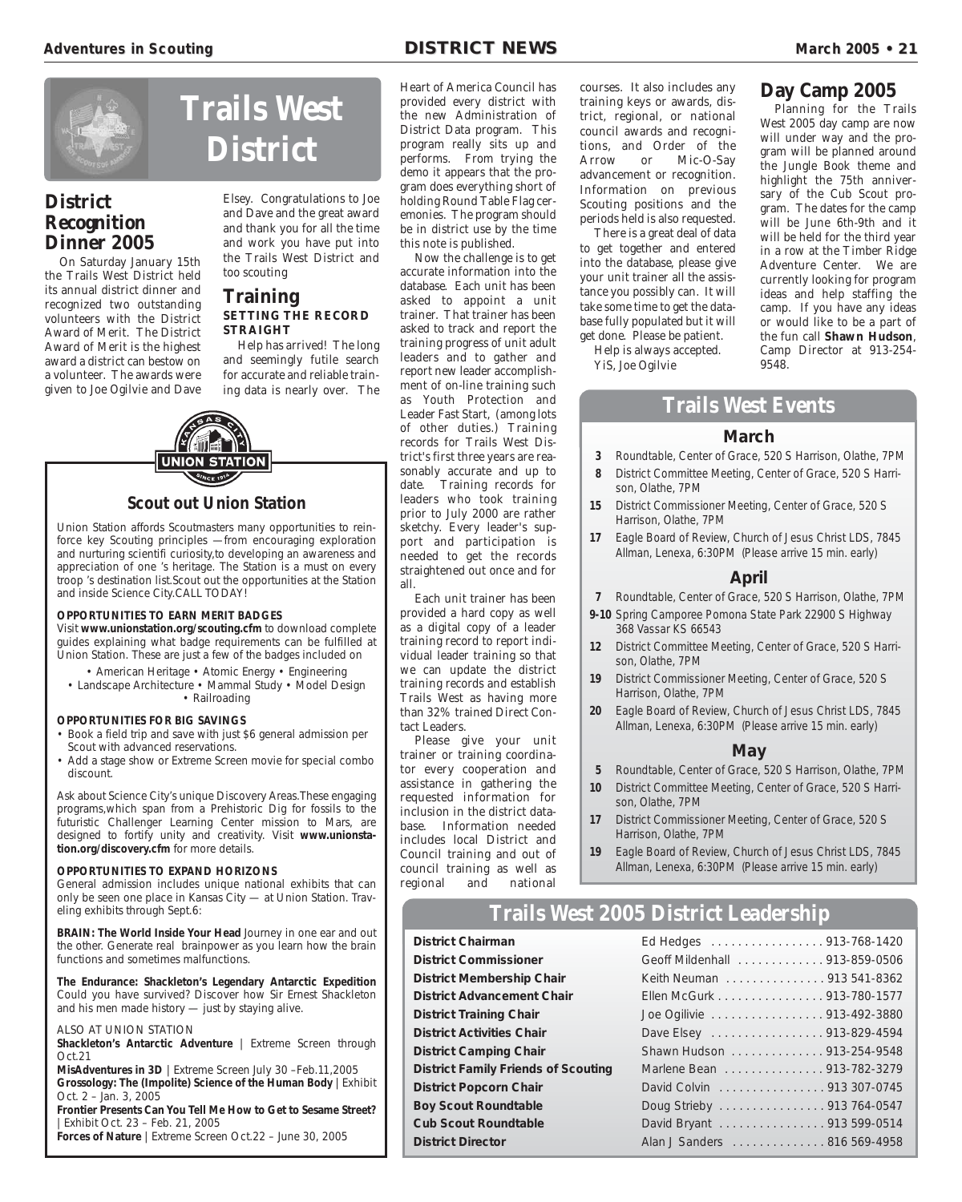# Trails West District

## District Recognition Dinner 2005

On Saturday January 15th the Trails West District held its annual district dinner and recognized two outstanding volunteers with the District Award of Merit. The District Award of Merit is the highest award a district can bestow on a volunteer. The awards were given to Joe Ogilvie and Dave Elsey. Congratulations to Joe and Dave and the great award and thank you for all the time and work you have put into the Trails West District and too scouting

## Training

### SETTING THE RECORD STRAIGHT

Help has arrived! The long and seemingly futile search for accurate and reliable training data is nearly over. The Heart of America Council has provided every district with the new Administration of District Data program. This program really sits up and performs. From trying the demo it appears that the program does everything short of holding Round Table Flag ceremonies. The program should be in district use by the time this note is published.

Now the challenge is to get accurate information into the database. Each unit has been asked to appoint a unit trainer. That trainer has been asked to track and report the training progress of unit adult leaders and to gather and report new leader accomplishment of on-line training such as Youth Protection and Leader Fast Start, (among lots of other duties.) Training records for Trails West District's first three years are reasonably accurate and up to date. Training records for leaders who took training prior to July 2000 are rather sketchy. Every leader's support and participation is needed to get the records straightened out once and for all.

Each unit trainer has been provided a hard copy as well as a digital copy of a leader training record to report individual leader training so that we can update the district training records and establish Trails West as having more than 32% trained Direct Contact Leaders.

Please give your unit trainer or training coordinator every cooperation and assistance in gathering the requested information for inclusion in the district database. Information needed includes local District and Council training and out of council training as well as regional and national courses. It also includes any training keys or awards, district, regional, or national council awards and recognitions, and Order of the Arrow or Mic-O-Say advancement or recognition. Information on previous Scouting positions and the periods held is also requested.

There is a great deal of data to get together and entered into the database, please give your unit trainer all the assistance you possibly can. It will take some time to get the database fully populated but it will get done. Please be patient.

Help is always accepted.

YiS, Joe Ogilvie

## Day Camp 2005

Planning for the Trails West 2005 day camp are now will under way and the program will be planned around the Jungle Book theme and highlight the 75th anniversary of the Cub Scout program. The dates for the camp will be June 6th-9th and it will be held for the third year in a row at the Timber Ridge Adventure Center. We are currently looking for program ideas and help staffing the camp. If you have any ideas or would like to be a part of the fun call **Shawn Hudson**, Camp Director at 913-254-9548.

## Scout out Union Station

Union Station affords Scoutmasters many opportunities to reinforce key Scouting principles —from encouraging exploration and nurturing scientifi curiosity,to developing an awareness and appreciation of one 's heritage. The Station is a must on every troop 's destination list.Scout out the opportunities at the Station and inside Science City.CALL TODAY!

**OPPORTUNITIES TO EARN MERIT BADGES**

Visit **www.unionstation.org/scouting.cfm** to download complete guides explaining what badge requirements can be fulfilled at Union Station. These are just a few of the badges included on

• American Heritage • Atomic Energy • Engineering
• Landscape Architecture • Mammal Study • Model Design
• Railroading

**OPPORTUNITIES FOR BIG SAVINGS**

- Book a field trip and save with just $6 general admission per Scout with advanced reservations.
- Add a stage show or Extreme Screen movie for special combo discount.

Ask about Science City's unique Discovery Areas.These engaging programs,which span from a Prehistoric Dig for fossils to the futuristic Challenger Learning Center mission to Mars, are designed to fortify unity and creativity. Visit **www.unionstation.org/discovery.cfm** for more details.

**OPPORTUNITIES TO EXPAND HORIZONS**

General admission includes unique national exhibits that can only be seen one place in Kansas City — at Union Station. Traveling exhibits through Sept.6:

**BRAIN: The World Inside Your Head** Journey in one ear and out the other. Generate real brainpower as you learn how the brain functions and sometimes malfunctions.

**The Endurance: Shackleton's Legendary Antarctic Expedition** Could you have survived? Discover how Sir Ernest Shackleton and his men made history — just by staying alive.

ALSO AT UNION STATION

**Shackleton's Antarctic Adventure** | Extreme Screen through Oct.21

**MisAdventures in 3D** | Extreme Screen July 30 –Feb.11,2005

**Grossology: The (Impolite) Science of the Human Body** | Exhibit Oct. 2 – Jan. 3, 2005

**Frontier Presents Can You Tell Me How to Get to Sesame Street?** | Exhibit Oct. 23 – Feb. 21, 2005

**Forces of Nature** | Extreme Screen Oct.22 – June 30, 2005

## Trails West Events

### March

- **3** Roundtable, Center of Grace, 520 S Harrison, Olathe, 7PM
- **8** District Committee Meeting, Center of Grace, 520 S Harrison, Olathe, 7PM
- **15** District Commissioner Meeting, Center of Grace, 520 S Harrison, Olathe, 7PM
- **17** Eagle Board of Review, Church of Jesus Christ LDS, 7845 Allman, Lenexa, 6:30PM (Please arrive 15 min. early)

### April

- **7** Roundtable, Center of Grace, 520 S Harrison, Olathe, 7PM
- **9-10** Spring Camporee Pomona State Park 22900 S Highway 368 Vassar KS 66543
- **12** District Committee Meeting, Center of Grace, 520 S Harrison, Olathe, 7PM
- **19** District Commissioner Meeting, Center of Grace, 520 S Harrison, Olathe, 7PM
- **20** Eagle Board of Review, Church of Jesus Christ LDS, 7845 Allman, Lenexa, 6:30PM (Please arrive 15 min. early)

### May

- **5** Roundtable, Center of Grace, 520 S Harrison, Olathe, 7PM
- **10** District Committee Meeting, Center of Grace, 520 S Harrison, Olathe, 7PM
- **17** District Commissioner Meeting, Center of Grace, 520 S Harrison, Olathe, 7PM
- **19** Eagle Board of Review, Church of Jesus Christ LDS, 7845 Allman, Lenexa, 6:30PM (Please arrive 15 min. early)

## Trails West 2005 District Leadership

| Position | Name | Phone |
|---|---|---|
| **District Chairman** | Ed Hedges | 913-768-1420 |
| **District Commissioner** | Geoff Mildenhall | 913-859-0506 |
| **District Membership Chair** | Keith Neuman | 913 541-8362 |
| **District Advancement Chair** | Ellen McGurk | 913-780-1577 |
| **District Training Chair** | Joe Ogilivie | 913-492-3880 |
| **District Activities Chair** | Dave Elsey | 913-829-4594 |
| **District Camping Chair** | Shawn Hudson | 913-254-9548 |
| **District Family Friends of Scouting** | Marlene Bean | 913-782-3279 |
| **District Popcorn Chair** | David Colvin | 913 307-0745 |
| **Boy Scout Roundtable** | Doug Strieby | 913 764-0547 |
| **Cub Scout Roundtable** | David Bryant | 913 599-0514 |
| **District Director** | Alan J Sanders | 816 569-4958 |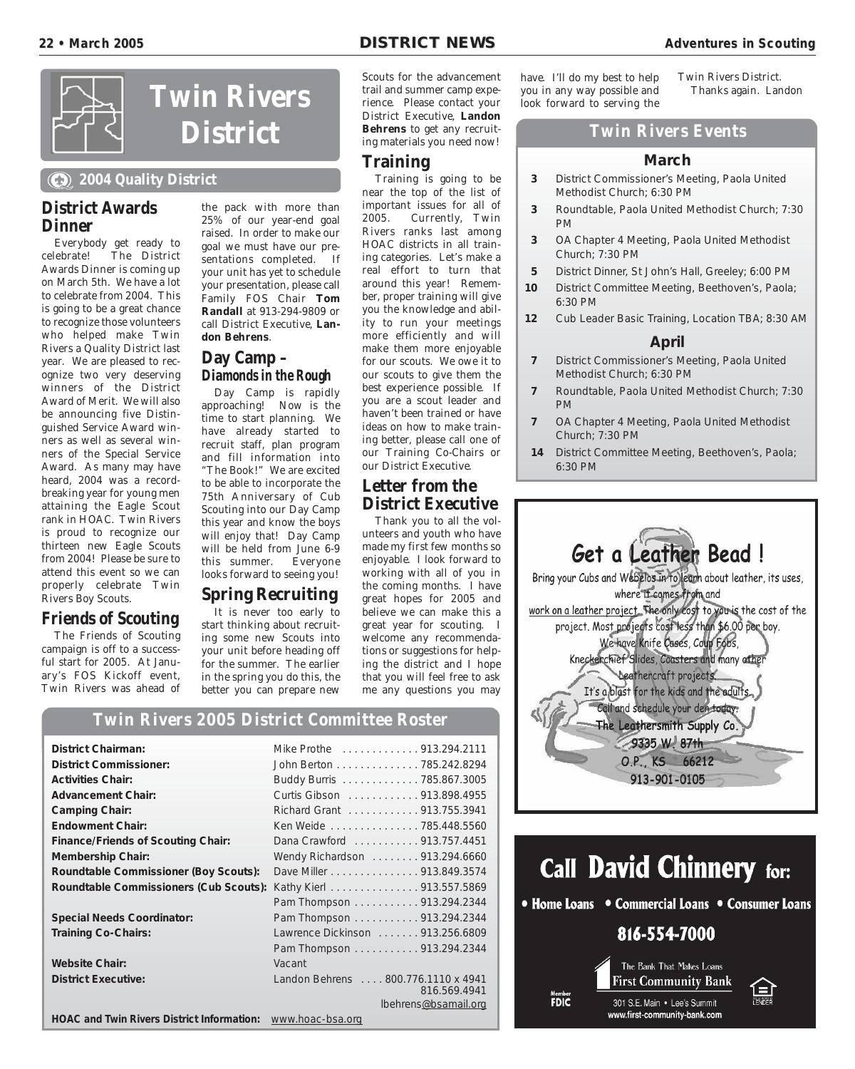# Twin Rivers District

## 2004 Quality District

### District Awards Dinner

Everybody get ready to celebrate! The District Awards Dinner is coming up on March 5th. We have a lot to celebrate from 2004. This is going to be a great chance to recognize those volunteers who helped make Twin Rivers a Quality District last year. We are pleased to recognize two very deserving winners of the District Award of Merit. We will also be announcing five Distinguished Service Award winners as well as several winners of the Special Service Award. As many may have heard, 2004 was a record-breaking year for young men attaining the Eagle Scout rank in HOAC. Twin Rivers is proud to recognize our thirteen new Eagle Scouts from 2004! Please be sure to attend this event so we can properly celebrate Twin Rivers Boy Scouts.

### Friends of Scouting

The Friends of Scouting campaign is off to a successful start for 2005. At January's FOS Kickoff event, Twin Rivers was ahead of the pack with more than 25% of our year-end goal raised. In order to make our goal we must have our presentations completed. If your unit has yet to schedule your presentation, please call Family FOS Chair **Tom Randall** at 913-294-9809 or call District Executive, **Landon Behrens**.

### Day Camp – *Diamonds in the Rough*

Day Camp is rapidly approaching! Now is the time to start planning. We have already started to recruit staff, plan program and fill information into "The Book!" We are excited to be able to incorporate the 75th Anniversary of Cub Scouting into our Day Camp this year and know the boys will enjoy that! Day Camp will be held from June 6-9 this summer. Everyone looks forward to seeing you!

### Spring Recruiting

It is never too early to start thinking about recruiting some new Scouts into your unit before heading off for the summer. The earlier in the spring you do this, the better you can prepare new Scouts for the advancement trail and summer camp experience. Please contact your District Executive, **Landon Behrens** to get any recruiting materials you need now!

### Training

Training is going to be near the top of the list of important issues for all of 2005. Currently, Twin Rivers ranks last among HOAC districts in all training categories. Let's make a real effort to turn that around this year! Remember, proper training will give you the knowledge and ability to run your meetings more efficiently and will make them more enjoyable for our scouts. We owe it to our scouts to give them the best experience possible. If you are a scout leader and haven't been trained or have ideas on how to make training better, please call one of our Training Co-Chairs or our District Executive.

### Letter from the District Executive

Thank you to all the volunteers and youth who have made my first few months so enjoyable. I look forward to working with all of you in the coming months. I have great hopes for 2005 and believe we can make this a great year for scouting. I welcome any recommendations or suggestions for helping the district and I hope that you will feel free to ask me any questions you may have. I'll do my best to help you in any way possible and look forward to serving the Twin Rivers District.

Thanks again. Landon

## Twin Rivers Events

### March

| | |
|---|---|
| 3 | District Commissioner's Meeting, Paola United Methodist Church; 6:30 PM |
| 3 | Roundtable, Paola United Methodist Church; 7:30 PM |
| 3 | OA Chapter 4 Meeting, Paola United Methodist Church; 7:30 PM |
| 5 | District Dinner, St John's Hall, Greeley; 6:00 PM |
| 10 | District Committee Meeting, Beethoven's, Paola; 6:30 PM |
| 12 | Cub Leader Basic Training, Location TBA; 8:30 AM |

### April

| | |
|---|---|
| 7 | District Commissioner's Meeting, Paola United Methodist Church; 6:30 PM |
| 7 | Roundtable, Paola United Methodist Church; 7:30 PM |
| 7 | OA Chapter 4 Meeting, Paola United Methodist Church; 7:30 PM |
| 14 | District Committee Meeting, Beethoven's, Paola; 6:30 PM |

## Twin Rivers 2005 District Committee Roster

| Position | Name / Phone |
|---|---|
| **District Chairman:** | Mike Prothe ............. 913.294.2111 |
| **District Commissioner:** | John Berton .............. 785.242.8294 |
| **Activities Chair:** | Buddy Burris ............. 785.867.3005 |
| **Advancement Chair:** | Curtis Gibson ............ 913.898.4955 |
| **Camping Chair:** | Richard Grant ............ 913.755.3941 |
| **Endowment Chair:** | Ken Weide ............... 785.448.5560 |
| **Finance/Friends of Scouting Chair:** | Dana Crawford ........... 913.757.4451 |
| **Membership Chair:** | Wendy Richardson ........ 913.294.6660 |
| **Roundtable Commissioner (Boy Scouts):** | Dave Miller ............... 913.849.3574 |
| **Roundtable Commissioners (Cub Scouts):** | Kathy Kierl ............... 913.557.5869 |
| | Pam Thompson ........... 913.294.2344 |
| **Special Needs Coordinator:** | Pam Thompson ........... 913.294.2344 |
| **Training Co-Chairs:** | Lawrence Dickinson ....... 913.256.6809 |
| | Pam Thompson ........... 913.294.2344 |
| **Website Chair:** | Vacant |
| **District Executive:** | Landon Behrens .... 800.776.1110 x 4941<br>816.569.4941<br>lbehrens@bsamail.org |
| **HOAC and Twin Rivers District Information:** | www.hoac-bsa.org |

## Get a Leather Bead !

Bring your Cubs and Webelos in to learn about leather, its uses, where it comes from and work on a leather project. The only cost to you is the cost of the project. Most projects cost less than $6.00 per boy.

We have Knife Cases, Coup Fobs, Kneckerchief Slides, Coasters and many other Leathercraft projects.

It's a blast for the kids and the adults.

Call and schedule your den today.

**The Leathersmith Supply Co.**
9335 W. 87th
O.P., KS 66212
913-901-0105

## Call David Chinnery for:

• Home Loans • Commercial Loans • Consumer Loans

**816-554-7000**

The Bank That Makes Loans
First Community Bank
301 S.E. Main • Lee's Summit
www.first-community-bank.com

Member FDIC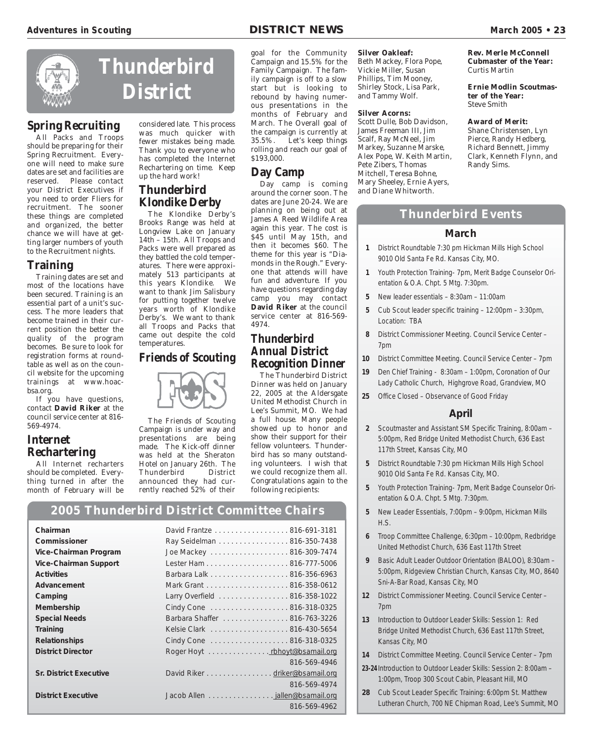# Thunderbird District

## Spring Recruiting

All Packs and Troops should be preparing for their Spring Recruitment. Everyone will need to make sure dates are set and facilities are reserved. Please contact your District Executives if you need to order Fliers for recruitment. The sooner these things are completed and organized, the better chance we will have at getting larger numbers of youth to the Recruitment nights.

## Training

Training dates are set and most of the locations have been secured. Training is an essential part of a unit's success. The more leaders that become trained in their current position the better the quality of the program becomes. Be sure to look for registration forms at roundtable as well as on the council website for the upcoming trainings at www.hoac-bsa.org.

If you have questions, contact **David Riker** at the council service center at 816-569-4974.

## Internet Rechartering

All Internet recharters should be completed. Everything turned in after the month of February will be considered late. This process was much quicker with fewer mistakes being made. Thank you to everyone who has completed the Internet Rechartering on time. Keep up the hard work!

## Thunderbird Klondike Derby

The Klondike Derby's Brooks Range was held at Longview Lake on January 14th – 15th. All Troops and Packs were well prepared as they battled the cold temperatures. There were approximately 513 participants at this years Klondike. We want to thank Jim Salisbury for putting together twelve years worth of Klondike Derby's. We want to thank all Troops and Packs that came out despite the cold temperatures.

## Friends of Scouting

The Friends of Scouting Campaign is under way and presentations are being made. The Kick-off dinner was held at the Sheraton Hotel on January 26th. The Thunderbird District announced they had currently reached 52% of their goal for the Community Campaign and 15.5% for the Family Campaign. The family campaign is off to a slow start but is looking to rebound by having numerous presentations in the months of February and March. The Overall goal of the campaign is currently at 35.5%. Let's keep things rolling and reach our goal of $193,000.

## Day Camp

Day camp is coming around the corner soon. The dates are June 20-24. We are planning on being out at James A Reed Wildlife Area again this year. The cost is $45 until May 15th, and then it becomes $60. The theme for this year is "Diamonds in the Rough." Everyone that attends will have fun and adventure. If you have questions regarding day camp you may contact **David Riker** at the council service center at 816-569-4974.

## Thunderbird Annual District Recognition Dinner

The Thunderbird District Dinner was held on January 22, 2005 at the Aldersgate United Methodist Church in Lee's Summit, MO. We had a full house. Many people showed up to honor and show their support for their fellow volunteers. Thunderbird has so many outstanding volunteers. I wish that we could recognize them all. Congratulations again to the following recipients:

**Silver Oakleaf:**
Beth Mackey, Flora Pope, Vickie Miller, Susan Phillips, Tim Mooney, Shirley Stock, Lisa Park, and Tammy Wolf.

**Silver Acorns:**
Scott Dulle, Bob Davidson, James Freeman III, Jim Scalf, Ray McNeel, Jim Markey, Suzanne Marske, Alex Pope, W. Keith Martin, Pete Zibers, Thomas Mitchell, Teresa Bohne, Mary Sheeley, Ernie Ayers, and Diane Whitworth.

**Rev. Merle McConnell Cubmaster of the Year:**
Curtis Martin

**Ernie Modlin Scoutmaster of the Year:**
Steve Smith

**Award of Merit:**
Shane Christensen, Lyn Pierce, Randy Hedberg, Richard Bennett, Jimmy Clark, Kenneth Flynn, and Randy Sims.

## Thunderbird Events

### March

- **1** District Roundtable 7:30 pm Hickman Mills High School 9010 Old Santa Fe Rd. Kansas City, MO.
- **1** Youth Protection Training- 7pm, Merit Badge Counselor Orientation & O.A. Chpt. 5 Mtg. 7:30pm.
- **5** New leader essentials – 8:30am – 11:00am
- **5** Cub Scout leader specific training – 12:00pm – 3:30pm, Location: TBA
- **8** District Commissioner Meeting. Council Service Center – 7pm
- **10** District Committee Meeting. Council Service Center – 7pm
- **19** Den Chief Training - 8:30am – 1:00pm, Coronation of Our Lady Catholic Church, Highgrove Road, Grandview, MO
- **25** Office Closed – Observance of Good Friday

### April

- **2** Scoutmaster and Assistant SM Specific Training, 8:00am – 5:00pm, Red Bridge United Methodist Church, 636 East 117th Street, Kansas City, MO
- **5** District Roundtable 7:30 pm Hickman Mills High School 9010 Old Santa Fe Rd. Kansas City, MO.
- **5** Youth Protection Training- 7pm, Merit Badge Counselor Orientation & O.A. Chpt. 5 Mtg. 7:30pm.
- **5** New Leader Essentials, 7:00pm – 9:00pm, Hickman Mills H.S.
- **6** Troop Committee Challenge, 6:30pm – 10:00pm, Redbridge United Methodist Church, 636 East 117th Street
- **9** Basic Adult Leader Outdoor Orientation (BALOO), 8:30am – 5:00pm, Ridgeview Christian Church, Kansas City, MO, 8640 Sni-A-Bar Road, Kansas City, MO
- **12** District Commissioner Meeting. Council Service Center – 7pm
- **13** Introduction to Outdoor Leader Skills: Session 1: Red Bridge United Methodist Church, 636 East 117th Street, Kansas City, MO
- **14** District Committee Meeting. Council Service Center – 7pm
- **23-24** Introduction to Outdoor Leader Skills: Session 2: 8:00am – 1:00pm, Troop 300 Scout Cabin, Pleasant Hill, MO
- **28** Cub Scout Leader Specific Training: 6:00pm St. Matthew Lutheran Church, 700 NE Chipman Road, Lee's Summit, MO

## 2005 Thunderbird District Committee Chairs

| Position | Name | Contact |
|---|---|---|
| **Chairman** | David Frantze | 816-691-3181 |
| **Commissioner** | Ray Seidelman | 816-350-7438 |
| **Vice-Chairman Program** | Joe Mackey | 816-309-7474 |
| **Vice-Chairman Support** | Lester Ham | 816-777-5006 |
| **Activities** | Barbara Lalk | 816-356-6963 |
| **Advancement** | Mark Grant | 816-358-0612 |
| **Camping** | Larry Overfield | 816-358-1022 |
| **Membership** | Cindy Cone | 816-318-0325 |
| **Special Needs** | Barbara Shaffer | 816-763-3226 |
| **Training** | Kelsie Clark | 816-430-5654 |
| **Relationships** | Cindy Cone | 816-318-0325 |
| **District Director** | Roger Hoyt | rbhoyt@bsamail.org 816-569-4946 |
| **Sr. District Executive** | David Riker | driker@bsamail.org 816-569-4974 |
| **District Executive** | Jacob Allen | jallen@bsamail.org 816-569-4962 |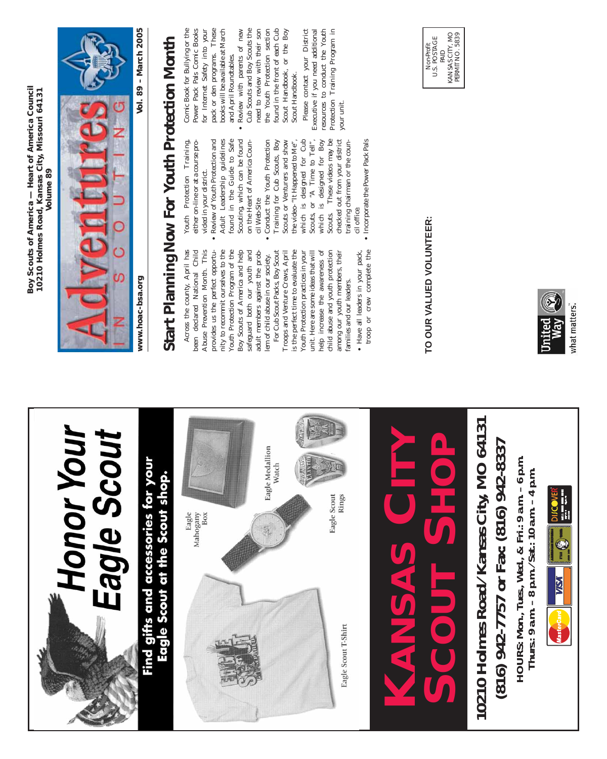Boy Scouts of America — Heart of America Council
10210 Holmes Road, Kansas City, Missouri 64131
Volume 89

# Adventures IN SCOUTING

www.hoac-bsa.org

Vol. 89 – March 2005

## Start Planning Now For Youth Protection Month

Across the county, April has been declared National Child Abuse Prevention Month. This provides us the perfect opportunity to recommit ourselves to the Youth Protection Program of the Boy Scouts of America and help safeguard both our youth and adult members against the problem of child abuse in our society.

For Cub Scout Packs, Boy Scout Troops and Venture Crews, April is the perfect time to evaluate the Youth Protection practices in your unit. Here are some ideas that will help increase the awareness of child abuse and youth protection among our youth members, their families and our leaders.

- Have all leaders in your pack, troop or crew complete the Youth Protection Training, either on-line or at a course provided in your district.
- Review of Youth Protection and Adult Leadership guidelines found in the Guide to Safe Scouting which can be found on the Heart of America Council Web-Site
- Conduct the Youth Protection Training for Cub Scouts, Boy Scouts or Venturers and show the video- "It Happened to Me", which is designed for Cub Scouts, or "A Time to Tell", which is designed for Boy Scouts. These videos may be checked out from your district training chairman or the council office
- Incorporate the Power Pack Pals Comic Book for Bullying or the Power Pack Pals Comic Books for Internet Safety into your pack or den programs. These books will be available at March and April Roundtables.
- Review with parents of new Cub Scouts and Boy Scouts the need to review with their son the Youth Protection section found in the front of each Cub Scout Handbook, or the Boy Scout Handbook.

Please contact your District Executive if you need additional resources to conduct the Youth Protection Training Program in your unit.

Non-Profit
U.S. POSTAGE
PAID
KANSAS CITY, MO
PERMIT NO. 5839

TO OUR VALUED VOLUNTEER:

United Way
what matters.

# Honor Your Eagle Scout

**Find gifts and accessories for your Eagle Scout at the Scout shop.**

Eagle Mahogany Box

Eagle Medallion Watch

Eagle Scout Rings

Eagle Scout T-Shirt

# KANSAS CITY SCOUT SHOP

**10210 Holmes Road/Kansas City, MO 64131**

**(816) 942-7757 or Fax: (816) 942-8337**

**HOURS: Mon., Tues., Wed., & Fri.: 9 a.m. – 6 p.m.**
**Thurs.: 9 a.m. – 8 p.m./Sat.: 10 a.m. – 4 p.m.**